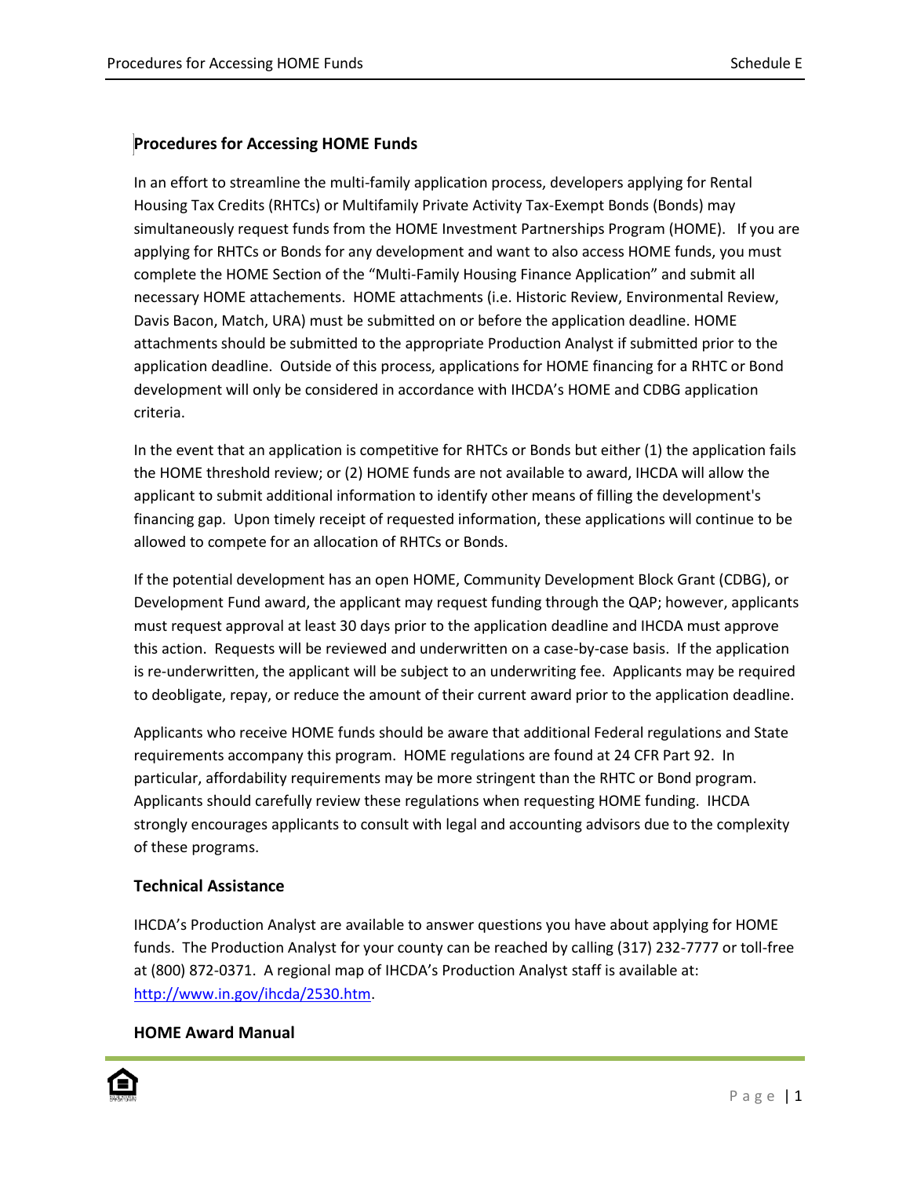## Procedures for Accessing HOME Funds

In an effort to streamline the multi-family application process, developers applying for Rental Housing Tax Credits (RHTCs) or Multifamily Private Activity Tax-Exempt Bonds (Bonds) may simultaneously request funds from the HOME Investment Partnerships Program (HOME). If you are applying for RHTCs or Bonds for any development and want to also access HOME funds, you must complete the HOME Section of the "Multi-Family Housing Finance Application" and submit all necessary HOME attachements. HOME attachments (i.e. Historic Review, Environmental Review, Davis Bacon, Match, URA) must be submitted on or before the application deadline. HOME attachments should be submitted to the appropriate Production Analyst if submitted prior to the application deadline. Outside of this process, applications for HOME financing for a RHTC or Bond development will only be considered in accordance with IHCDA's HOME and CDBG application criteria.

In the event that an application is competitive for RHTCs or Bonds but either (1) the application fails the HOME threshold review; or (2) HOME funds are not available to award, IHCDA will allow the applicant to submit additional information to identify other means of filling the development's financing gap. Upon timely receipt of requested information, these applications will continue to be allowed to compete for an allocation of RHTCs or Bonds.

If the potential development has an open HOME, Community Development Block Grant (CDBG), or Development Fund award, the applicant may request funding through the QAP; however, applicants must request approval at least 30 days prior to the application deadline and IHCDA must approve this action. Requests will be reviewed and underwritten on a case-by-case basis. If the application is re-underwritten, the applicant will be subject to an underwriting fee. Applicants may be required to deobligate, repay, or reduce the amount of their current award prior to the application deadline.

Applicants who receive HOME funds should be aware that additional Federal regulations and State requirements accompany this program. HOME regulations are found at 24 CFR Part 92. In particular, affordability requirements may be more stringent than the RHTC or Bond program. Applicants should carefully review these regulations when requesting HOME funding. IHCDA strongly encourages applicants to consult with legal and accounting advisors due to the complexity of these programs.

### Technical Assistance

IHCDA's Production Analyst are available to answer questions you have about applying for HOME funds. The Production Analyst for your county can be reached by calling (317) 232-7777 or toll-free at (800) 872-0371. A regional map of IHCDA's Production Analyst staff is available at: http://www.in.gov/ihcda/2530.htm.

### HOME Award Manual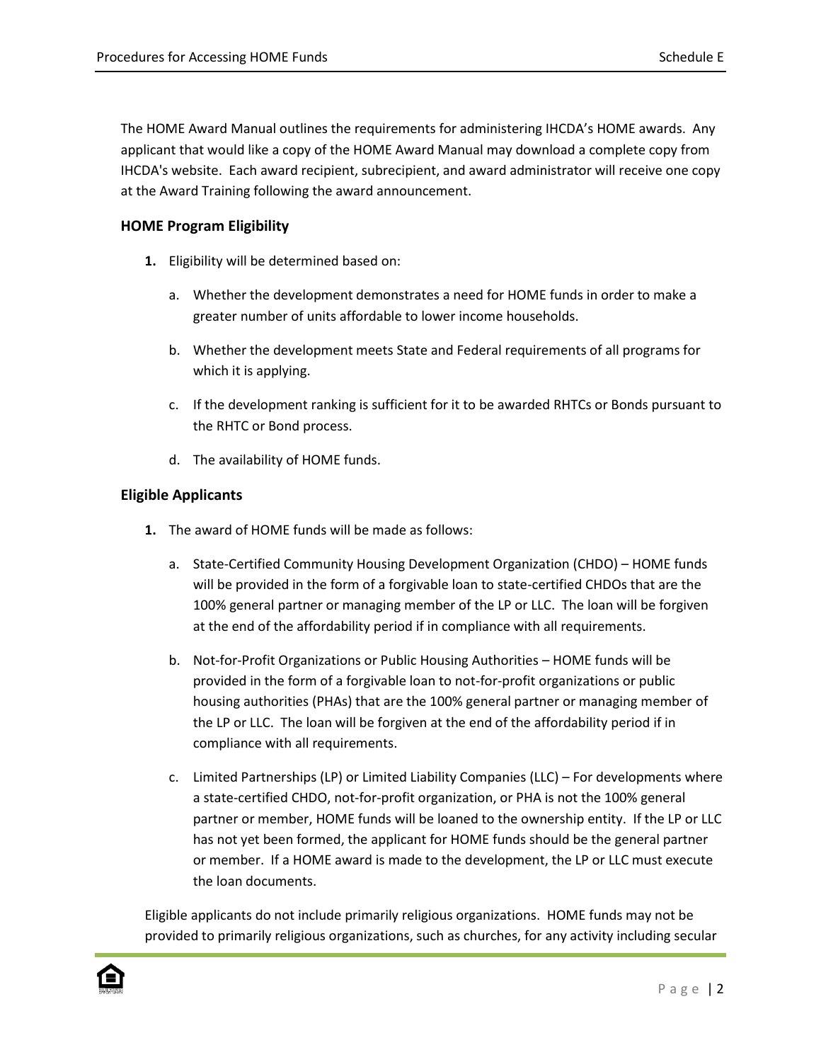The HOME Award Manual outlines the requirements for administering IHCDA's HOME awards. Any applicant that would like a copy of the HOME Award Manual may download a complete copy from IHCDA's website. Each award recipient, subrecipient, and award administrator will receive one copy at the Award Training following the award announcement.

### HOME Program Eligibility

1. Eligibility will be determined based on:

   a. Whether the development demonstrates a need for HOME funds in order to make a greater number of units affordable to lower income households.

   b. Whether the development meets State and Federal requirements of all programs for which it is applying.

   c. If the development ranking is sufficient for it to be awarded RHTCs or Bonds pursuant to the RHTC or Bond process.

   d. The availability of HOME funds.

### Eligible Applicants

1. The award of HOME funds will be made as follows:

   a. State-Certified Community Housing Development Organization (CHDO) – HOME funds will be provided in the form of a forgivable loan to state-certified CHDOs that are the 100% general partner or managing member of the LP or LLC. The loan will be forgiven at the end of the affordability period if in compliance with all requirements.

   b. Not-for-Profit Organizations or Public Housing Authorities – HOME funds will be provided in the form of a forgivable loan to not-for-profit organizations or public housing authorities (PHAs) that are the 100% general partner or managing member of the LP or LLC. The loan will be forgiven at the end of the affordability period if in compliance with all requirements.

   c. Limited Partnerships (LP) or Limited Liability Companies (LLC) – For developments where a state-certified CHDO, not-for-profit organization, or PHA is not the 100% general partner or member, HOME funds will be loaned to the ownership entity. If the LP or LLC has not yet been formed, the applicant for HOME funds should be the general partner or member. If a HOME award is made to the development, the LP or LLC must execute the loan documents.

Eligible applicants do not include primarily religious organizations. HOME funds may not be provided to primarily religious organizations, such as churches, for any activity including secular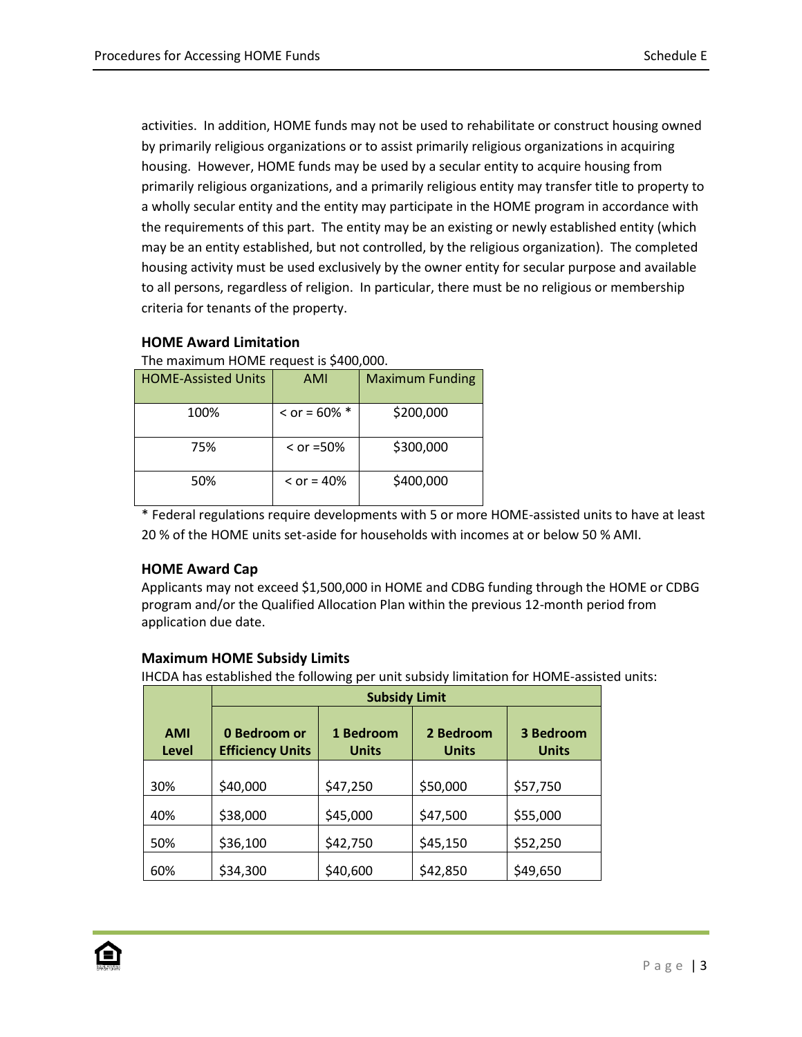activities. In addition, HOME funds may not be used to rehabilitate or construct housing owned by primarily religious organizations or to assist primarily religious organizations in acquiring housing. However, HOME funds may be used by a secular entity to acquire housing from primarily religious organizations, and a primarily religious entity may transfer title to property to a wholly secular entity and the entity may participate in the HOME program in accordance with the requirements of this part. The entity may be an existing or newly established entity (which may be an entity established, but not controlled, by the religious organization). The completed housing activity must be used exclusively by the owner entity for secular purpose and available to all persons, regardless of religion. In particular, there must be no religious or membership criteria for tenants of the property.

### HOME Award Limitation

The maximum HOME request is $400,000.

| HOME-Assisted Units | AMI | Maximum Funding |
|---|---|---|
| 100% | < or = 60% * | $200,000 |
| 75% | < or =50% | $300,000 |
| 50% | < or = 40% | $400,000 |

* Federal regulations require developments with 5 or more HOME-assisted units to have at least 20 % of the HOME units set-aside for households with incomes at or below 50 % AMI.

### HOME Award Cap

Applicants may not exceed $1,500,000 in HOME and CDBG funding through the HOME or CDBG program and/or the Qualified Allocation Plan within the previous 12-month period from application due date.

### Maximum HOME Subsidy Limits

IHCDA has established the following per unit subsidy limitation for HOME-assisted units:

| | Subsidy Limit | | | |
|---|---|---|---|---|
| **AMI Level** | **0 Bedroom or Efficiency Units** | **1 Bedroom Units** | **2 Bedroom Units** | **3 Bedroom Units** |
| 30% | $40,000 | $47,250 | $50,000 | $57,750 |
| 40% | $38,000 | $45,000 | $47,500 | $55,000 |
| 50% | $36,100 | $42,750 | $45,150 | $52,250 |
| 60% | $34,300 | $40,600 | $42,850 | $49,650 |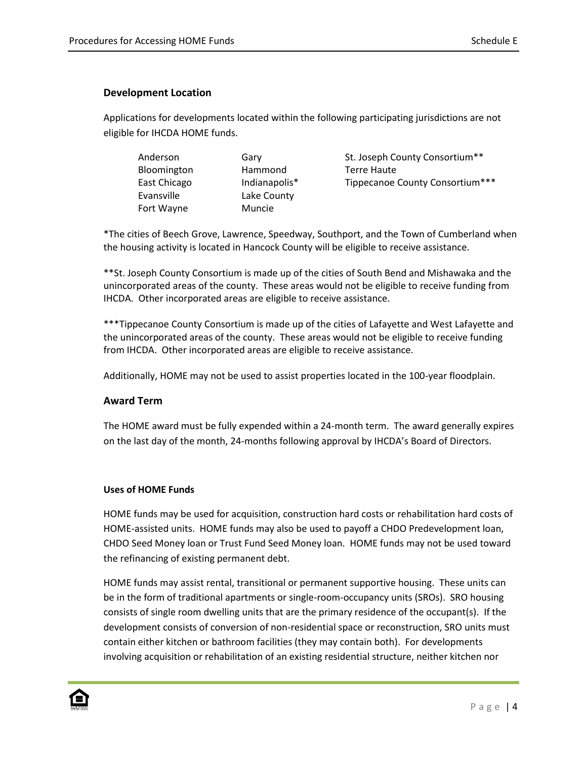## Development Location

Applications for developments located within the following participating jurisdictions are not eligible for IHCDA HOME funds.

| | | |
|---|---|---|
| Anderson | Gary | St. Joseph County Consortium** |
| Bloomington | Hammond | Terre Haute |
| East Chicago | Indianapolis* | Tippecanoe County Consortium*** |
| Evansville | Lake County | |
| Fort Wayne | Muncie | |

*The cities of Beech Grove, Lawrence, Speedway, Southport, and the Town of Cumberland when the housing activity is located in Hancock County will be eligible to receive assistance.

**St. Joseph County Consortium is made up of the cities of South Bend and Mishawaka and the unincorporated areas of the county. These areas would not be eligible to receive funding from IHCDA. Other incorporated areas are eligible to receive assistance.

***Tippecanoe County Consortium is made up of the cities of Lafayette and West Lafayette and the unincorporated areas of the county. These areas would not be eligible to receive funding from IHCDA. Other incorporated areas are eligible to receive assistance.

Additionally, HOME may not be used to assist properties located in the 100-year floodplain.

## Award Term

The HOME award must be fully expended within a 24-month term. The award generally expires on the last day of the month, 24-months following approval by IHCDA's Board of Directors.

### Uses of HOME Funds

HOME funds may be used for acquisition, construction hard costs or rehabilitation hard costs of HOME-assisted units. HOME funds may also be used to payoff a CHDO Predevelopment loan, CHDO Seed Money loan or Trust Fund Seed Money loan. HOME funds may not be used toward the refinancing of existing permanent debt.

HOME funds may assist rental, transitional or permanent supportive housing. These units can be in the form of traditional apartments or single-room-occupancy units (SROs). SRO housing consists of single room dwelling units that are the primary residence of the occupant(s). If the development consists of conversion of non-residential space or reconstruction, SRO units must contain either kitchen or bathroom facilities (they may contain both). For developments involving acquisition or rehabilitation of an existing residential structure, neither kitchen nor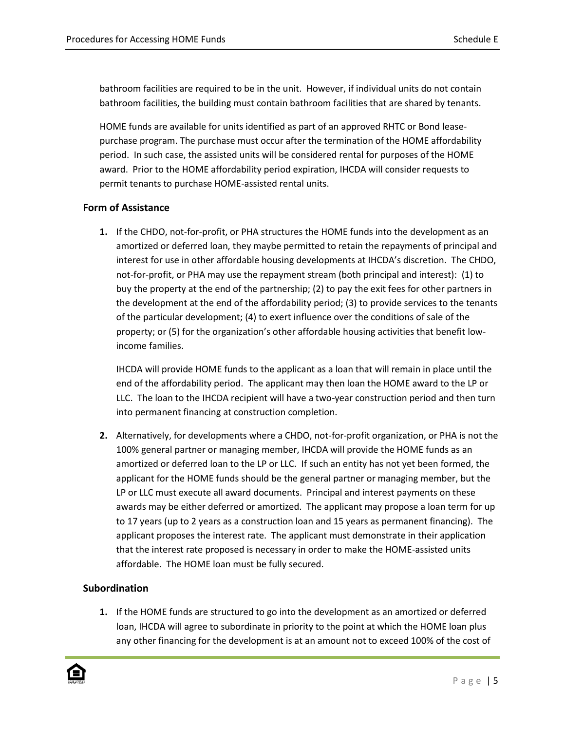bathroom facilities are required to be in the unit. However, if individual units do not contain bathroom facilities, the building must contain bathroom facilities that are shared by tenants.

HOME funds are available for units identified as part of an approved RHTC or Bond lease-purchase program. The purchase must occur after the termination of the HOME affordability period. In such case, the assisted units will be considered rental for purposes of the HOME award. Prior to the HOME affordability period expiration, IHCDA will consider requests to permit tenants to purchase HOME-assisted rental units.

### Form of Assistance

1. If the CHDO, not-for-profit, or PHA structures the HOME funds into the development as an amortized or deferred loan, they maybe permitted to retain the repayments of principal and interest for use in other affordable housing developments at IHCDA's discretion. The CHDO, not-for-profit, or PHA may use the repayment stream (both principal and interest): (1) to buy the property at the end of the partnership; (2) to pay the exit fees for other partners in the development at the end of the affordability period; (3) to provide services to the tenants of the particular development; (4) to exert influence over the conditions of sale of the property; or (5) for the organization's other affordable housing activities that benefit low-income families.

   IHCDA will provide HOME funds to the applicant as a loan that will remain in place until the end of the affordability period. The applicant may then loan the HOME award to the LP or LLC. The loan to the IHCDA recipient will have a two-year construction period and then turn into permanent financing at construction completion.

2. Alternatively, for developments where a CHDO, not-for-profit organization, or PHA is not the 100% general partner or managing member, IHCDA will provide the HOME funds as an amortized or deferred loan to the LP or LLC. If such an entity has not yet been formed, the applicant for the HOME funds should be the general partner or managing member, but the LP or LLC must execute all award documents. Principal and interest payments on these awards may be either deferred or amortized. The applicant may propose a loan term for up to 17 years (up to 2 years as a construction loan and 15 years as permanent financing). The applicant proposes the interest rate. The applicant must demonstrate in their application that the interest rate proposed is necessary in order to make the HOME-assisted units affordable. The HOME loan must be fully secured.

### Subordination

1. If the HOME funds are structured to go into the development as an amortized or deferred loan, IHCDA will agree to subordinate in priority to the point at which the HOME loan plus any other financing for the development is at an amount not to exceed 100% of the cost of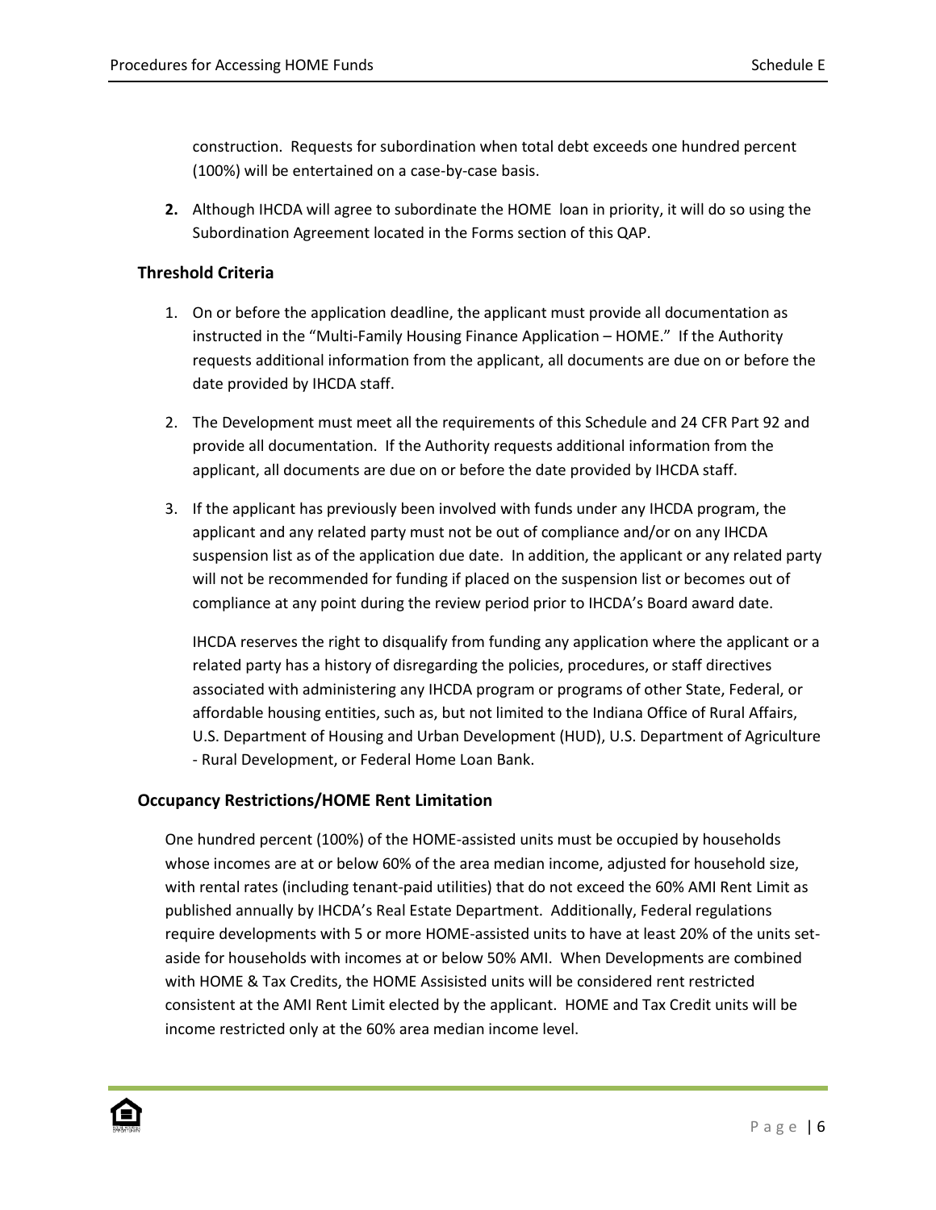construction. Requests for subordination when total debt exceeds one hundred percent (100%) will be entertained on a case-by-case basis.

**2.** Although IHCDA will agree to subordinate the HOME loan in priority, it will do so using the Subordination Agreement located in the Forms section of this QAP.

### Threshold Criteria

1. On or before the application deadline, the applicant must provide all documentation as instructed in the "Multi-Family Housing Finance Application – HOME." If the Authority requests additional information from the applicant, all documents are due on or before the date provided by IHCDA staff.

2. The Development must meet all the requirements of this Schedule and 24 CFR Part 92 and provide all documentation. If the Authority requests additional information from the applicant, all documents are due on or before the date provided by IHCDA staff.

3. If the applicant has previously been involved with funds under any IHCDA program, the applicant and any related party must not be out of compliance and/or on any IHCDA suspension list as of the application due date. In addition, the applicant or any related party will not be recommended for funding if placed on the suspension list or becomes out of compliance at any point during the review period prior to IHCDA's Board award date.

   IHCDA reserves the right to disqualify from funding any application where the applicant or a related party has a history of disregarding the policies, procedures, or staff directives associated with administering any IHCDA program or programs of other State, Federal, or affordable housing entities, such as, but not limited to the Indiana Office of Rural Affairs, U.S. Department of Housing and Urban Development (HUD), U.S. Department of Agriculture - Rural Development, or Federal Home Loan Bank.

### Occupancy Restrictions/HOME Rent Limitation

One hundred percent (100%) of the HOME-assisted units must be occupied by households whose incomes are at or below 60% of the area median income, adjusted for household size, with rental rates (including tenant-paid utilities) that do not exceed the 60% AMI Rent Limit as published annually by IHCDA's Real Estate Department. Additionally, Federal regulations require developments with 5 or more HOME-assisted units to have at least 20% of the units set-aside for households with incomes at or below 50% AMI. When Developments are combined with HOME & Tax Credits, the HOME Assisisted units will be considered rent restricted consistent at the AMI Rent Limit elected by the applicant. HOME and Tax Credit units will be income restricted only at the 60% area median income level.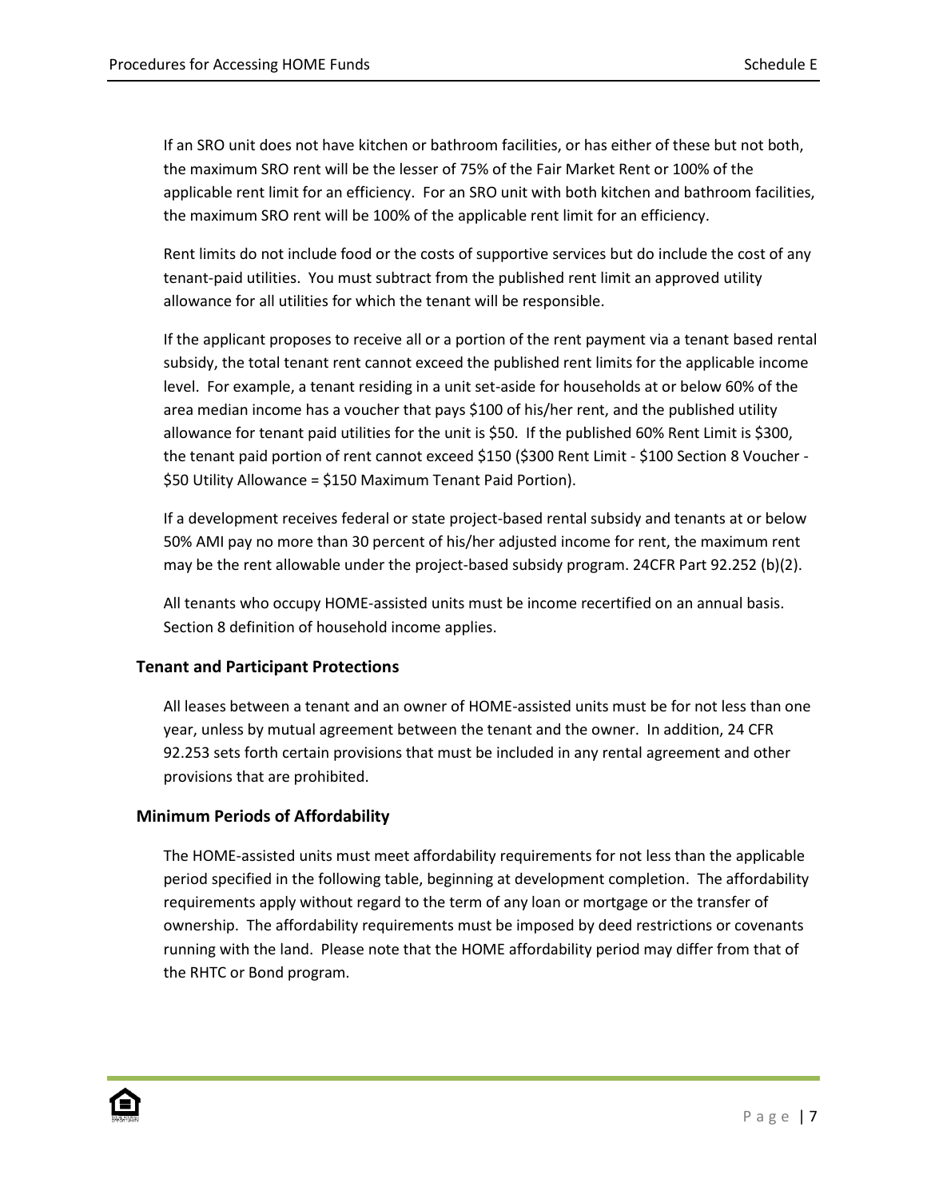If an SRO unit does not have kitchen or bathroom facilities, or has either of these but not both, the maximum SRO rent will be the lesser of 75% of the Fair Market Rent or 100% of the applicable rent limit for an efficiency. For an SRO unit with both kitchen and bathroom facilities, the maximum SRO rent will be 100% of the applicable rent limit for an efficiency.

Rent limits do not include food or the costs of supportive services but do include the cost of any tenant-paid utilities. You must subtract from the published rent limit an approved utility allowance for all utilities for which the tenant will be responsible.

If the applicant proposes to receive all or a portion of the rent payment via a tenant based rental subsidy, the total tenant rent cannot exceed the published rent limits for the applicable income level. For example, a tenant residing in a unit set-aside for households at or below 60% of the area median income has a voucher that pays $100 of his/her rent, and the published utility allowance for tenant paid utilities for the unit is $50. If the published 60% Rent Limit is $300, the tenant paid portion of rent cannot exceed $150 ($300 Rent Limit - $100 Section 8 Voucher - $50 Utility Allowance = $150 Maximum Tenant Paid Portion).

If a development receives federal or state project-based rental subsidy and tenants at or below 50% AMI pay no more than 30 percent of his/her adjusted income for rent, the maximum rent may be the rent allowable under the project-based subsidy program. 24CFR Part 92.252 (b)(2).

All tenants who occupy HOME-assisted units must be income recertified on an annual basis. Section 8 definition of household income applies.

### Tenant and Participant Protections

All leases between a tenant and an owner of HOME-assisted units must be for not less than one year, unless by mutual agreement between the tenant and the owner. In addition, 24 CFR 92.253 sets forth certain provisions that must be included in any rental agreement and other provisions that are prohibited.

### Minimum Periods of Affordability

The HOME-assisted units must meet affordability requirements for not less than the applicable period specified in the following table, beginning at development completion. The affordability requirements apply without regard to the term of any loan or mortgage or the transfer of ownership. The affordability requirements must be imposed by deed restrictions or covenants running with the land. Please note that the HOME affordability period may differ from that of the RHTC or Bond program.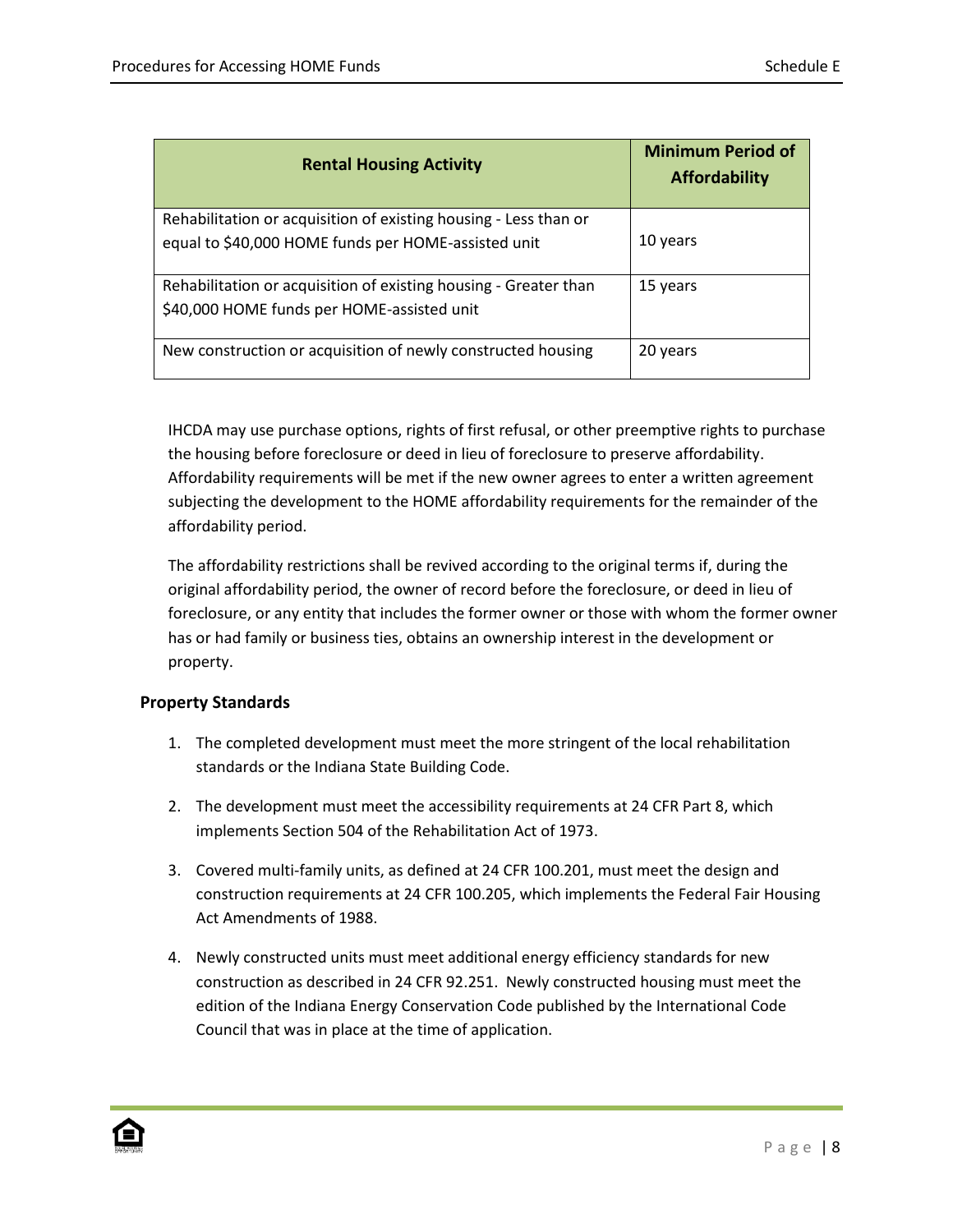| Rental Housing Activity | Minimum Period of Affordability |
| --- | --- |
| Rehabilitation or acquisition of existing housing - Less than or equal to $40,000 HOME funds per HOME-assisted unit | 10 years |
| Rehabilitation or acquisition of existing housing - Greater than $40,000 HOME funds per HOME-assisted unit | 15 years |
| New construction or acquisition of newly constructed housing | 20 years |

IHCDA may use purchase options, rights of first refusal, or other preemptive rights to purchase the housing before foreclosure or deed in lieu of foreclosure to preserve affordability. Affordability requirements will be met if the new owner agrees to enter a written agreement subjecting the development to the HOME affordability requirements for the remainder of the affordability period.

The affordability restrictions shall be revived according to the original terms if, during the original affordability period, the owner of record before the foreclosure, or deed in lieu of foreclosure, or any entity that includes the former owner or those with whom the former owner has or had family or business ties, obtains an ownership interest in the development or property.

### Property Standards

1. The completed development must meet the more stringent of the local rehabilitation standards or the Indiana State Building Code.

2. The development must meet the accessibility requirements at 24 CFR Part 8, which implements Section 504 of the Rehabilitation Act of 1973.

3. Covered multi-family units, as defined at 24 CFR 100.201, must meet the design and construction requirements at 24 CFR 100.205, which implements the Federal Fair Housing Act Amendments of 1988.

4. Newly constructed units must meet additional energy efficiency standards for new construction as described in 24 CFR 92.251. Newly constructed housing must meet the edition of the Indiana Energy Conservation Code published by the International Code Council that was in place at the time of application.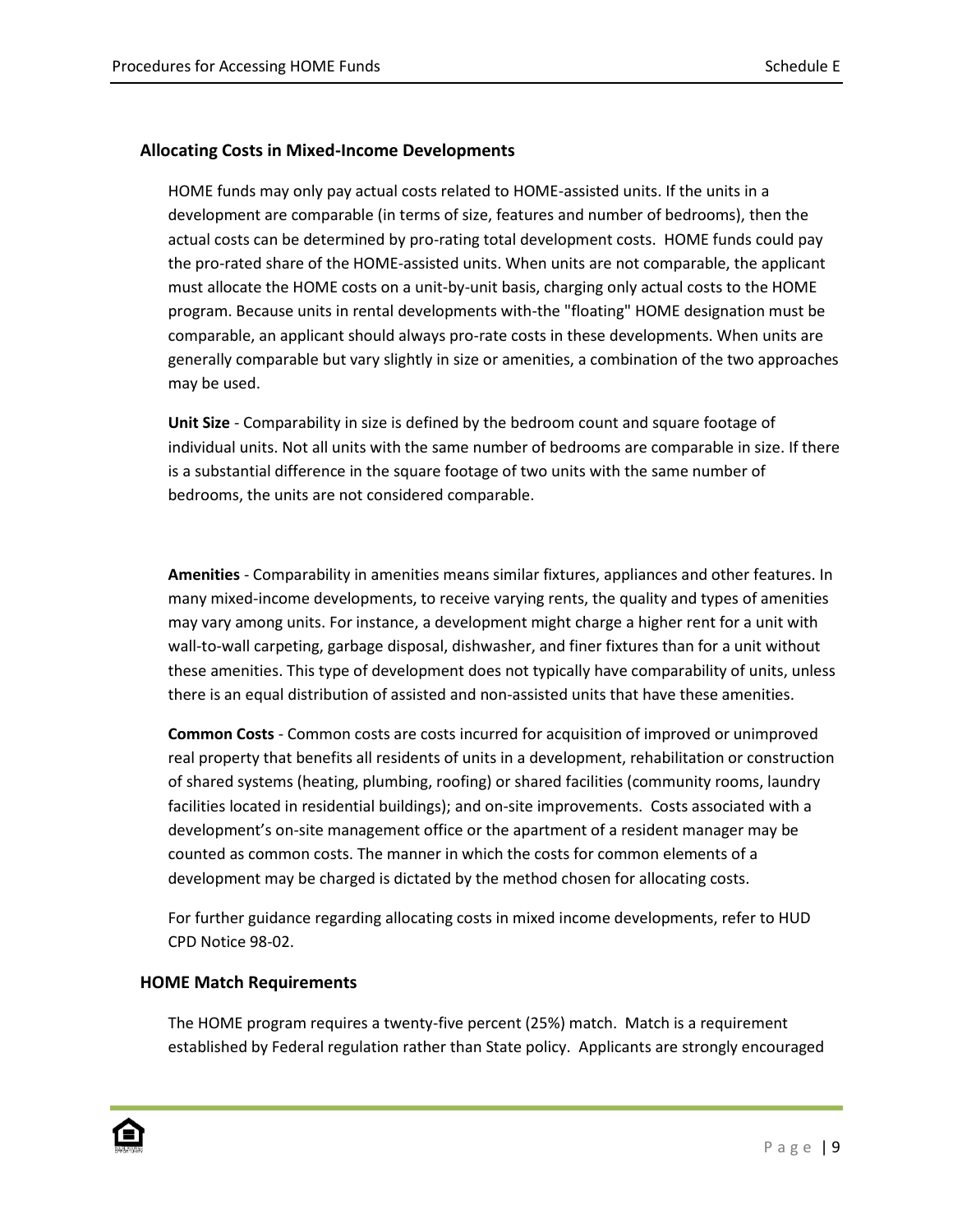## Allocating Costs in Mixed-Income Developments

HOME funds may only pay actual costs related to HOME-assisted units. If the units in a development are comparable (in terms of size, features and number of bedrooms), then the actual costs can be determined by pro-rating total development costs. HOME funds could pay the pro-rated share of the HOME-assisted units. When units are not comparable, the applicant must allocate the HOME costs on a unit-by-unit basis, charging only actual costs to the HOME program. Because units in rental developments with-the "floating" HOME designation must be comparable, an applicant should always pro-rate costs in these developments. When units are generally comparable but vary slightly in size or amenities, a combination of the two approaches may be used.

**Unit Size** - Comparability in size is defined by the bedroom count and square footage of individual units. Not all units with the same number of bedrooms are comparable in size. If there is a substantial difference in the square footage of two units with the same number of bedrooms, the units are not considered comparable.

**Amenities** - Comparability in amenities means similar fixtures, appliances and other features. In many mixed-income developments, to receive varying rents, the quality and types of amenities may vary among units. For instance, a development might charge a higher rent for a unit with wall-to-wall carpeting, garbage disposal, dishwasher, and finer fixtures than for a unit without these amenities. This type of development does not typically have comparability of units, unless there is an equal distribution of assisted and non-assisted units that have these amenities.

**Common Costs** - Common costs are costs incurred for acquisition of improved or unimproved real property that benefits all residents of units in a development, rehabilitation or construction of shared systems (heating, plumbing, roofing) or shared facilities (community rooms, laundry facilities located in residential buildings); and on-site improvements. Costs associated with a development's on-site management office or the apartment of a resident manager may be counted as common costs. The manner in which the costs for common elements of a development may be charged is dictated by the method chosen for allocating costs.

For further guidance regarding allocating costs in mixed income developments, refer to HUD CPD Notice 98-02.

## HOME Match Requirements

The HOME program requires a twenty-five percent (25%) match. Match is a requirement established by Federal regulation rather than State policy. Applicants are strongly encouraged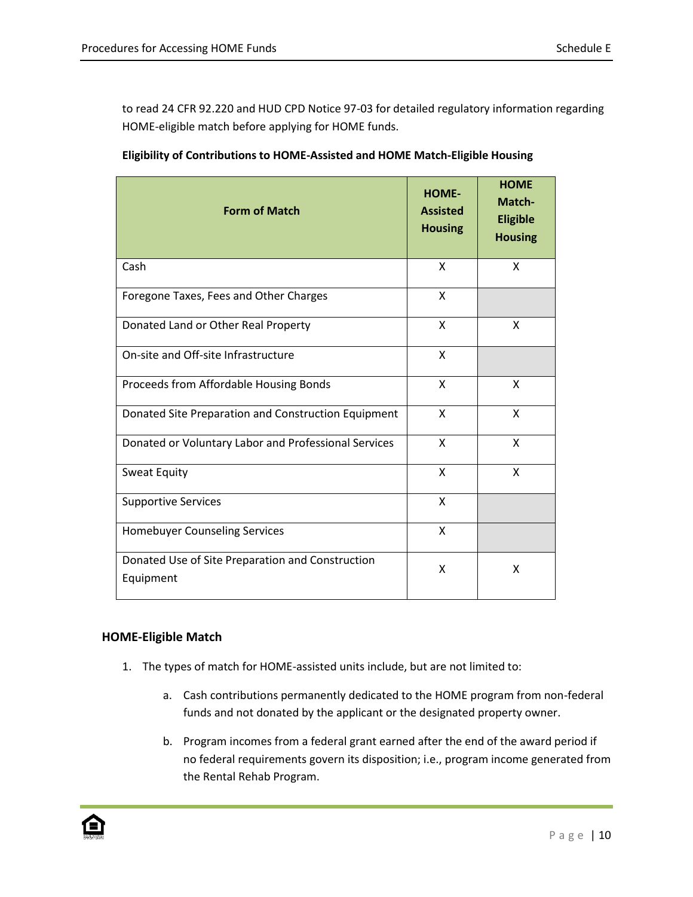to read 24 CFR 92.220 and HUD CPD Notice 97-03 for detailed regulatory information regarding HOME-eligible match before applying for HOME funds.

**Eligibility of Contributions to HOME-Assisted and HOME Match-Eligible Housing**

| Form of Match | HOME-Assisted Housing | HOME Match-Eligible Housing |
|---|---|---|
| Cash | X | X |
| Foregone Taxes, Fees and Other Charges | X | |
| Donated Land or Other Real Property | X | X |
| On-site and Off-site Infrastructure | X | |
| Proceeds from Affordable Housing Bonds | X | X |
| Donated Site Preparation and Construction Equipment | X | X |
| Donated or Voluntary Labor and Professional Services | X | X |
| Sweat Equity | X | X |
| Supportive Services | X | |
| Homebuyer Counseling Services | X | |
| Donated Use of Site Preparation and Construction Equipment | X | X |

## HOME-Eligible Match

1. The types of match for HOME-assisted units include, but are not limited to:

    a. Cash contributions permanently dedicated to the HOME program from non-federal funds and not donated by the applicant or the designated property owner.

    b. Program incomes from a federal grant earned after the end of the award period if no federal requirements govern its disposition; i.e., program income generated from the Rental Rehab Program.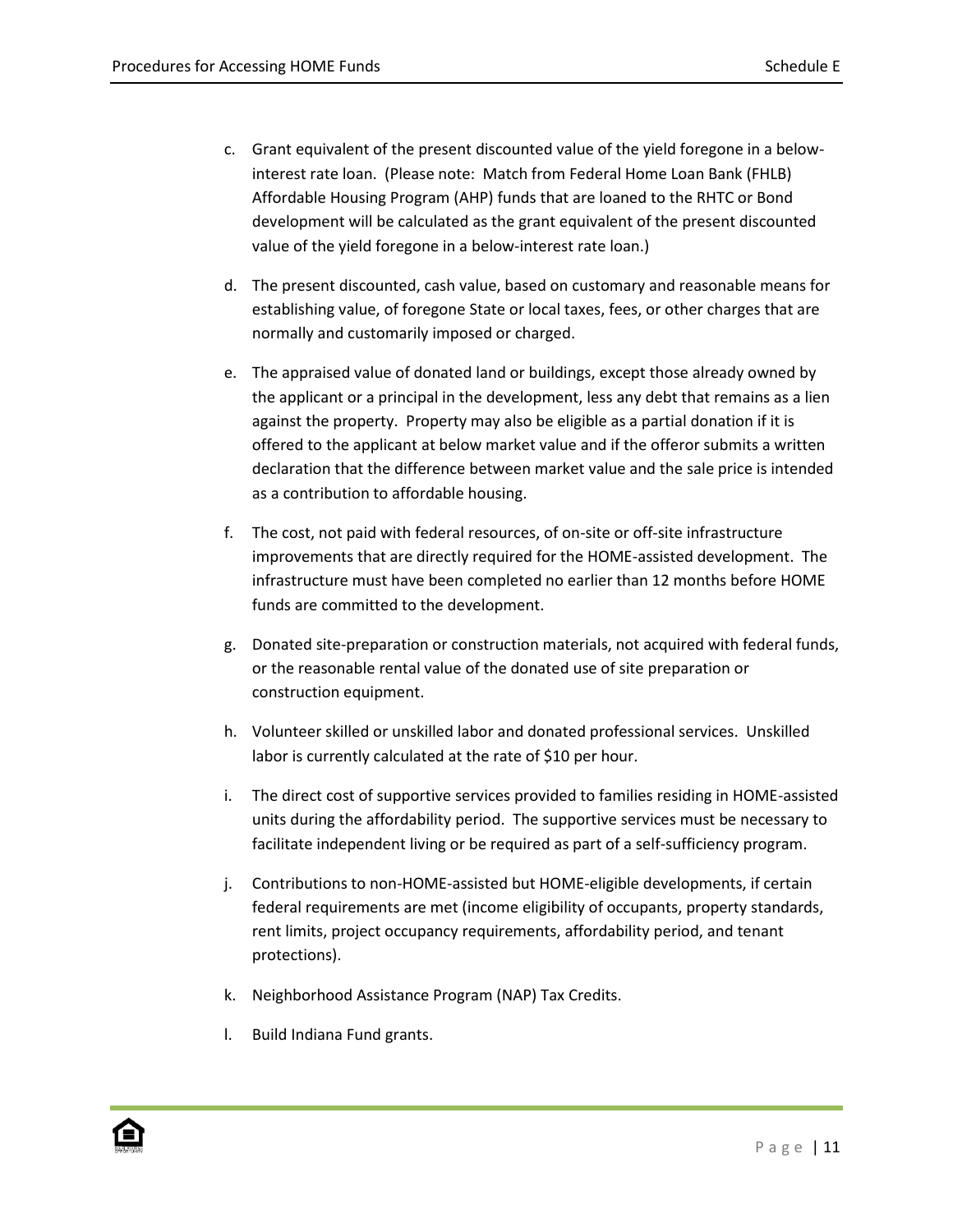c. Grant equivalent of the present discounted value of the yield foregone in a below-interest rate loan. (Please note: Match from Federal Home Loan Bank (FHLB) Affordable Housing Program (AHP) funds that are loaned to the RHTC or Bond development will be calculated as the grant equivalent of the present discounted value of the yield foregone in a below-interest rate loan.)

d. The present discounted, cash value, based on customary and reasonable means for establishing value, of foregone State or local taxes, fees, or other charges that are normally and customarily imposed or charged.

e. The appraised value of donated land or buildings, except those already owned by the applicant or a principal in the development, less any debt that remains as a lien against the property. Property may also be eligible as a partial donation if it is offered to the applicant at below market value and if the offeror submits a written declaration that the difference between market value and the sale price is intended as a contribution to affordable housing.

f. The cost, not paid with federal resources, of on-site or off-site infrastructure improvements that are directly required for the HOME-assisted development. The infrastructure must have been completed no earlier than 12 months before HOME funds are committed to the development.

g. Donated site-preparation or construction materials, not acquired with federal funds, or the reasonable rental value of the donated use of site preparation or construction equipment.

h. Volunteer skilled or unskilled labor and donated professional services. Unskilled labor is currently calculated at the rate of $10 per hour.

i. The direct cost of supportive services provided to families residing in HOME-assisted units during the affordability period. The supportive services must be necessary to facilitate independent living or be required as part of a self-sufficiency program.

j. Contributions to non-HOME-assisted but HOME-eligible developments, if certain federal requirements are met (income eligibility of occupants, property standards, rent limits, project occupancy requirements, affordability period, and tenant protections).

k. Neighborhood Assistance Program (NAP) Tax Credits.

l. Build Indiana Fund grants.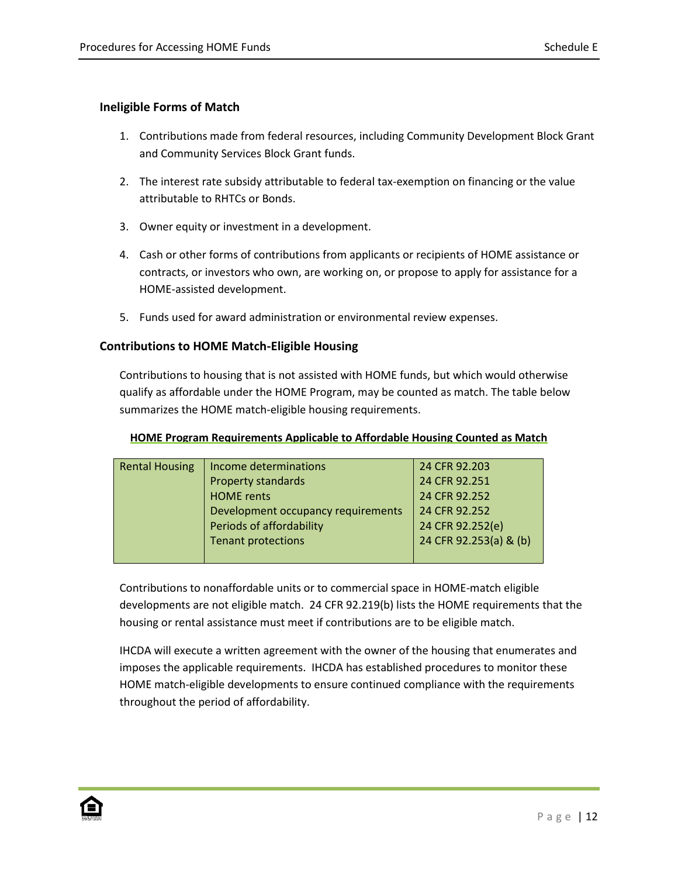### Ineligible Forms of Match

1. Contributions made from federal resources, including Community Development Block Grant and Community Services Block Grant funds.
2. The interest rate subsidy attributable to federal tax-exemption on financing or the value attributable to RHTCs or Bonds.
3. Owner equity or investment in a development.
4. Cash or other forms of contributions from applicants or recipients of HOME assistance or contracts, or investors who own, are working on, or propose to apply for assistance for a HOME-assisted development.
5. Funds used for award administration or environmental review expenses.

### Contributions to HOME Match-Eligible Housing

Contributions to housing that is not assisted with HOME funds, but which would otherwise qualify as affordable under the HOME Program, may be counted as match. The table below summarizes the HOME match-eligible housing requirements.

**HOME Program Requirements Applicable to Affordable Housing Counted as Match**

| | | |
|---|---|---|
| Rental Housing | Income determinations | 24 CFR 92.203 |
| | Property standards | 24 CFR 92.251 |
| | HOME rents | 24 CFR 92.252 |
| | Development occupancy requirements | 24 CFR 92.252 |
| | Periods of affordability | 24 CFR 92.252(e) |
| | Tenant protections | 24 CFR 92.253(a) & (b) |

Contributions to nonaffordable units or to commercial space in HOME-match eligible developments are not eligible match. 24 CFR 92.219(b) lists the HOME requirements that the housing or rental assistance must meet if contributions are to be eligible match.

IHCDA will execute a written agreement with the owner of the housing that enumerates and imposes the applicable requirements. IHCDA has established procedures to monitor these HOME match-eligible developments to ensure continued compliance with the requirements throughout the period of affordability.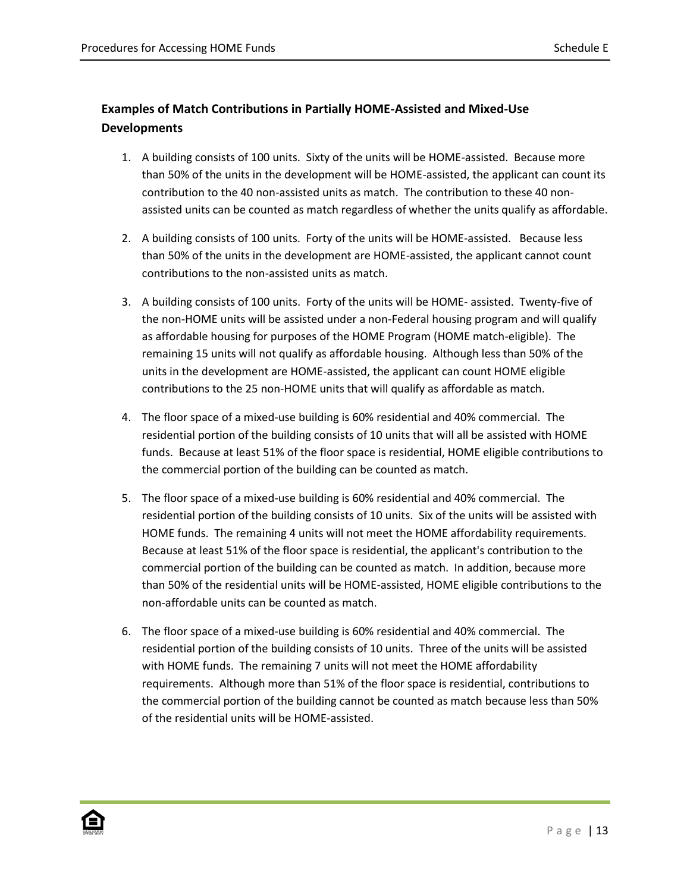### Examples of Match Contributions in Partially HOME-Assisted and Mixed-Use Developments

1. A building consists of 100 units. Sixty of the units will be HOME-assisted. Because more than 50% of the units in the development will be HOME-assisted, the applicant can count its contribution to the 40 non-assisted units as match. The contribution to these 40 non-assisted units can be counted as match regardless of whether the units qualify as affordable.

2. A building consists of 100 units. Forty of the units will be HOME-assisted. Because less than 50% of the units in the development are HOME-assisted, the applicant cannot count contributions to the non-assisted units as match.

3. A building consists of 100 units. Forty of the units will be HOME- assisted. Twenty-five of the non-HOME units will be assisted under a non-Federal housing program and will qualify as affordable housing for purposes of the HOME Program (HOME match-eligible). The remaining 15 units will not qualify as affordable housing. Although less than 50% of the units in the development are HOME-assisted, the applicant can count HOME eligible contributions to the 25 non-HOME units that will qualify as affordable as match.

4. The floor space of a mixed-use building is 60% residential and 40% commercial. The residential portion of the building consists of 10 units that will all be assisted with HOME funds. Because at least 51% of the floor space is residential, HOME eligible contributions to the commercial portion of the building can be counted as match.

5. The floor space of a mixed-use building is 60% residential and 40% commercial. The residential portion of the building consists of 10 units. Six of the units will be assisted with HOME funds. The remaining 4 units will not meet the HOME affordability requirements. Because at least 51% of the floor space is residential, the applicant's contribution to the commercial portion of the building can be counted as match. In addition, because more than 50% of the residential units will be HOME-assisted, HOME eligible contributions to the non-affordable units can be counted as match.

6. The floor space of a mixed-use building is 60% residential and 40% commercial. The residential portion of the building consists of 10 units. Three of the units will be assisted with HOME funds. The remaining 7 units will not meet the HOME affordability requirements. Although more than 51% of the floor space is residential, contributions to the commercial portion of the building cannot be counted as match because less than 50% of the residential units will be HOME-assisted.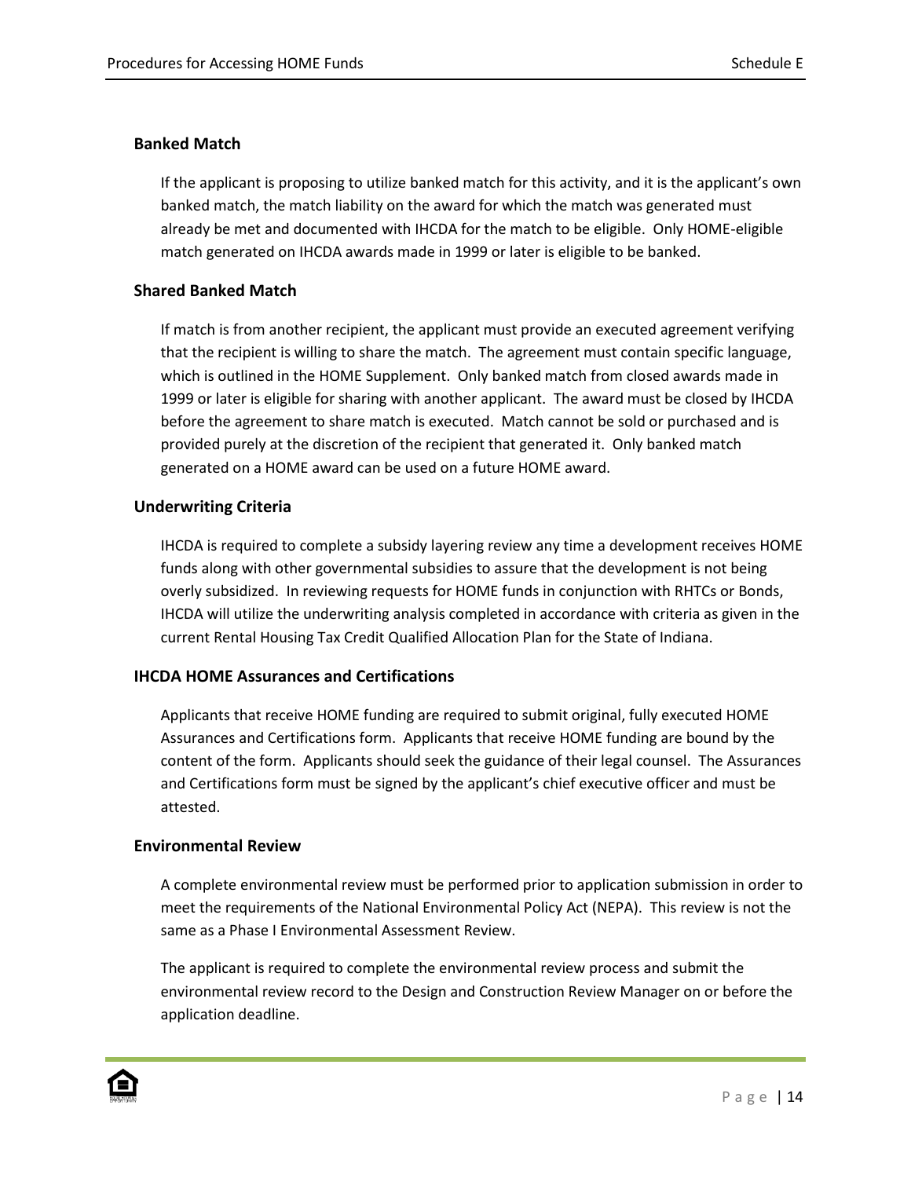### Banked Match

If the applicant is proposing to utilize banked match for this activity, and it is the applicant's own banked match, the match liability on the award for which the match was generated must already be met and documented with IHCDA for the match to be eligible. Only HOME-eligible match generated on IHCDA awards made in 1999 or later is eligible to be banked.

### Shared Banked Match

If match is from another recipient, the applicant must provide an executed agreement verifying that the recipient is willing to share the match. The agreement must contain specific language, which is outlined in the HOME Supplement. Only banked match from closed awards made in 1999 or later is eligible for sharing with another applicant. The award must be closed by IHCDA before the agreement to share match is executed. Match cannot be sold or purchased and is provided purely at the discretion of the recipient that generated it. Only banked match generated on a HOME award can be used on a future HOME award.

### Underwriting Criteria

IHCDA is required to complete a subsidy layering review any time a development receives HOME funds along with other governmental subsidies to assure that the development is not being overly subsidized. In reviewing requests for HOME funds in conjunction with RHTCs or Bonds, IHCDA will utilize the underwriting analysis completed in accordance with criteria as given in the current Rental Housing Tax Credit Qualified Allocation Plan for the State of Indiana.

### IHCDA HOME Assurances and Certifications

Applicants that receive HOME funding are required to submit original, fully executed HOME Assurances and Certifications form. Applicants that receive HOME funding are bound by the content of the form. Applicants should seek the guidance of their legal counsel. The Assurances and Certifications form must be signed by the applicant's chief executive officer and must be attested.

### Environmental Review

A complete environmental review must be performed prior to application submission in order to meet the requirements of the National Environmental Policy Act (NEPA). This review is not the same as a Phase I Environmental Assessment Review.

The applicant is required to complete the environmental review process and submit the environmental review record to the Design and Construction Review Manager on or before the application deadline.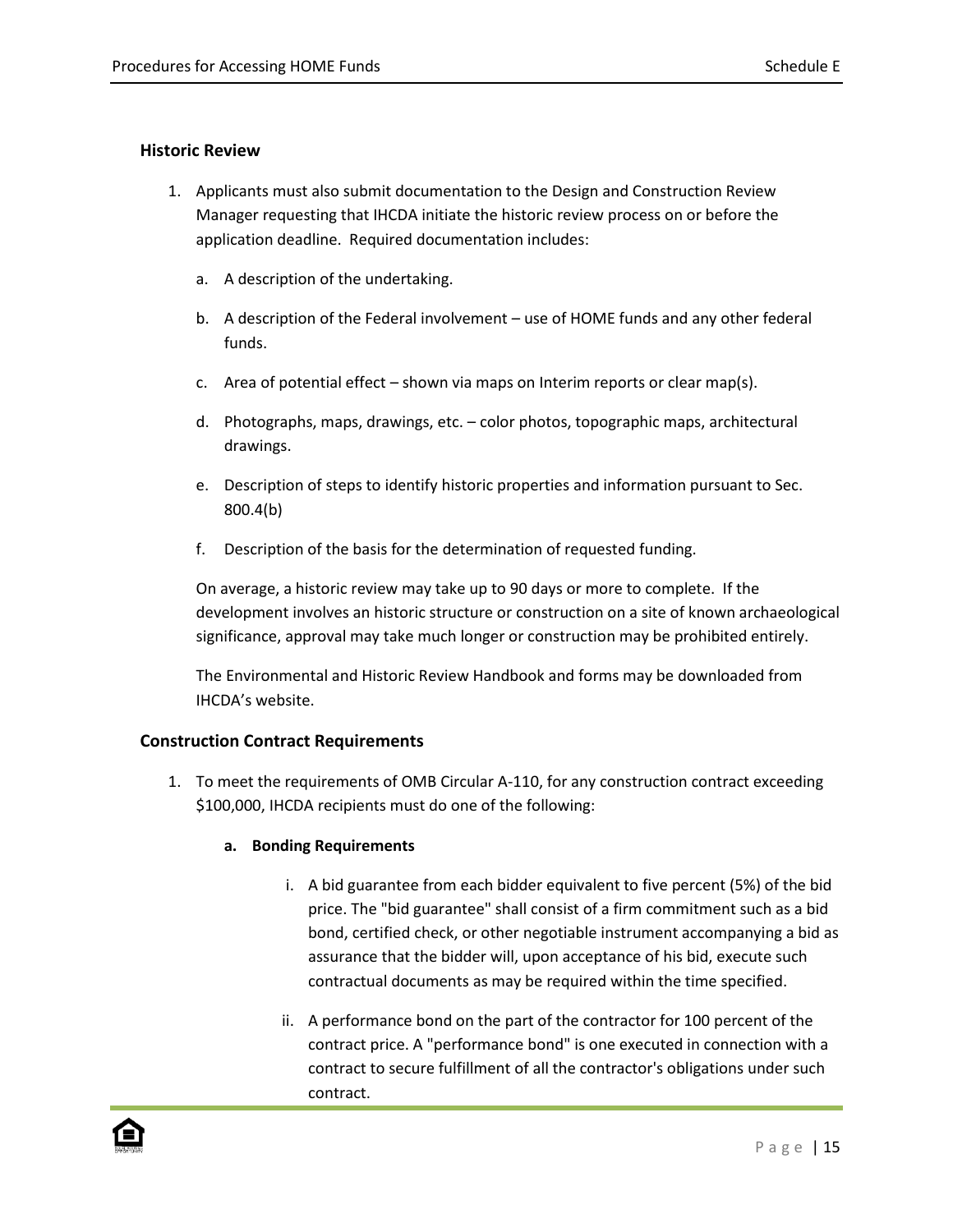### Historic Review

1. Applicants must also submit documentation to the Design and Construction Review Manager requesting that IHCDA initiate the historic review process on or before the application deadline. Required documentation includes:

   a. A description of the undertaking.

   b. A description of the Federal involvement – use of HOME funds and any other federal funds.

   c. Area of potential effect – shown via maps on Interim reports or clear map(s).

   d. Photographs, maps, drawings, etc. – color photos, topographic maps, architectural drawings.

   e. Description of steps to identify historic properties and information pursuant to Sec. 800.4(b)

   f. Description of the basis for the determination of requested funding.

   On average, a historic review may take up to 90 days or more to complete. If the development involves an historic structure or construction on a site of known archaeological significance, approval may take much longer or construction may be prohibited entirely.

   The Environmental and Historic Review Handbook and forms may be downloaded from IHCDA's website.

### Construction Contract Requirements

1. To meet the requirements of OMB Circular A-110, for any construction contract exceeding $100,000, IHCDA recipients must do one of the following:

   **a. Bonding Requirements**

      i. A bid guarantee from each bidder equivalent to five percent (5%) of the bid price. The "bid guarantee" shall consist of a firm commitment such as a bid bond, certified check, or other negotiable instrument accompanying a bid as assurance that the bidder will, upon acceptance of his bid, execute such contractual documents as may be required within the time specified.

      ii. A performance bond on the part of the contractor for 100 percent of the contract price. A "performance bond" is one executed in connection with a contract to secure fulfillment of all the contractor's obligations under such contract.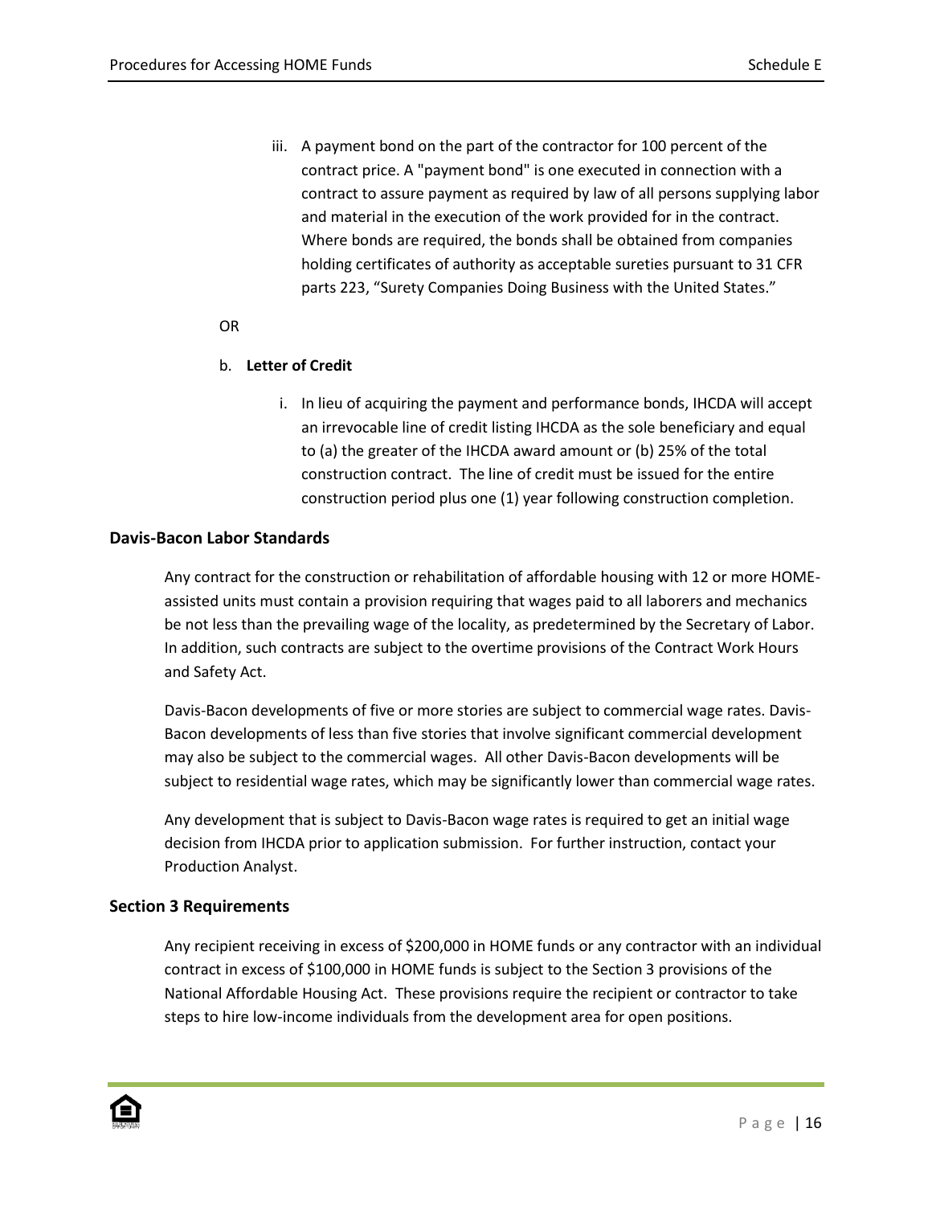iii. A payment bond on the part of the contractor for 100 percent of the contract price. A "payment bond" is one executed in connection with a contract to assure payment as required by law of all persons supplying labor and material in the execution of the work provided for in the contract. Where bonds are required, the bonds shall be obtained from companies holding certificates of authority as acceptable sureties pursuant to 31 CFR parts 223, "Surety Companies Doing Business with the United States."

OR

b. **Letter of Credit**

i. In lieu of acquiring the payment and performance bonds, IHCDA will accept an irrevocable line of credit listing IHCDA as the sole beneficiary and equal to (a) the greater of the IHCDA award amount or (b) 25% of the total construction contract. The line of credit must be issued for the entire construction period plus one (1) year following construction completion.

### Davis-Bacon Labor Standards

Any contract for the construction or rehabilitation of affordable housing with 12 or more HOME-assisted units must contain a provision requiring that wages paid to all laborers and mechanics be not less than the prevailing wage of the locality, as predetermined by the Secretary of Labor. In addition, such contracts are subject to the overtime provisions of the Contract Work Hours and Safety Act.

Davis-Bacon developments of five or more stories are subject to commercial wage rates. Davis-Bacon developments of less than five stories that involve significant commercial development may also be subject to the commercial wages. All other Davis-Bacon developments will be subject to residential wage rates, which may be significantly lower than commercial wage rates.

Any development that is subject to Davis-Bacon wage rates is required to get an initial wage decision from IHCDA prior to application submission. For further instruction, contact your Production Analyst.

### Section 3 Requirements

Any recipient receiving in excess of $200,000 in HOME funds or any contractor with an individual contract in excess of $100,000 in HOME funds is subject to the Section 3 provisions of the National Affordable Housing Act. These provisions require the recipient or contractor to take steps to hire low-income individuals from the development area for open positions.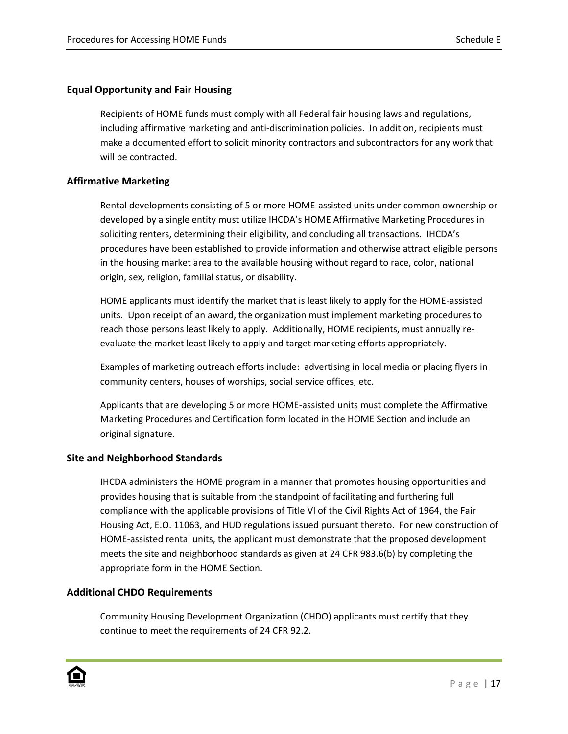## Equal Opportunity and Fair Housing

Recipients of HOME funds must comply with all Federal fair housing laws and regulations, including affirmative marketing and anti-discrimination policies. In addition, recipients must make a documented effort to solicit minority contractors and subcontractors for any work that will be contracted.

## Affirmative Marketing

Rental developments consisting of 5 or more HOME-assisted units under common ownership or developed by a single entity must utilize IHCDA's HOME Affirmative Marketing Procedures in soliciting renters, determining their eligibility, and concluding all transactions. IHCDA's procedures have been established to provide information and otherwise attract eligible persons in the housing market area to the available housing without regard to race, color, national origin, sex, religion, familial status, or disability.

HOME applicants must identify the market that is least likely to apply for the HOME-assisted units. Upon receipt of an award, the organization must implement marketing procedures to reach those persons least likely to apply. Additionally, HOME recipients, must annually re-evaluate the market least likely to apply and target marketing efforts appropriately.

Examples of marketing outreach efforts include: advertising in local media or placing flyers in community centers, houses of worships, social service offices, etc.

Applicants that are developing 5 or more HOME-assisted units must complete the Affirmative Marketing Procedures and Certification form located in the HOME Section and include an original signature.

## Site and Neighborhood Standards

IHCDA administers the HOME program in a manner that promotes housing opportunities and provides housing that is suitable from the standpoint of facilitating and furthering full compliance with the applicable provisions of Title VI of the Civil Rights Act of 1964, the Fair Housing Act, E.O. 11063, and HUD regulations issued pursuant thereto. For new construction of HOME-assisted rental units, the applicant must demonstrate that the proposed development meets the site and neighborhood standards as given at 24 CFR 983.6(b) by completing the appropriate form in the HOME Section.

## Additional CHDO Requirements

Community Housing Development Organization (CHDO) applicants must certify that they continue to meet the requirements of 24 CFR 92.2.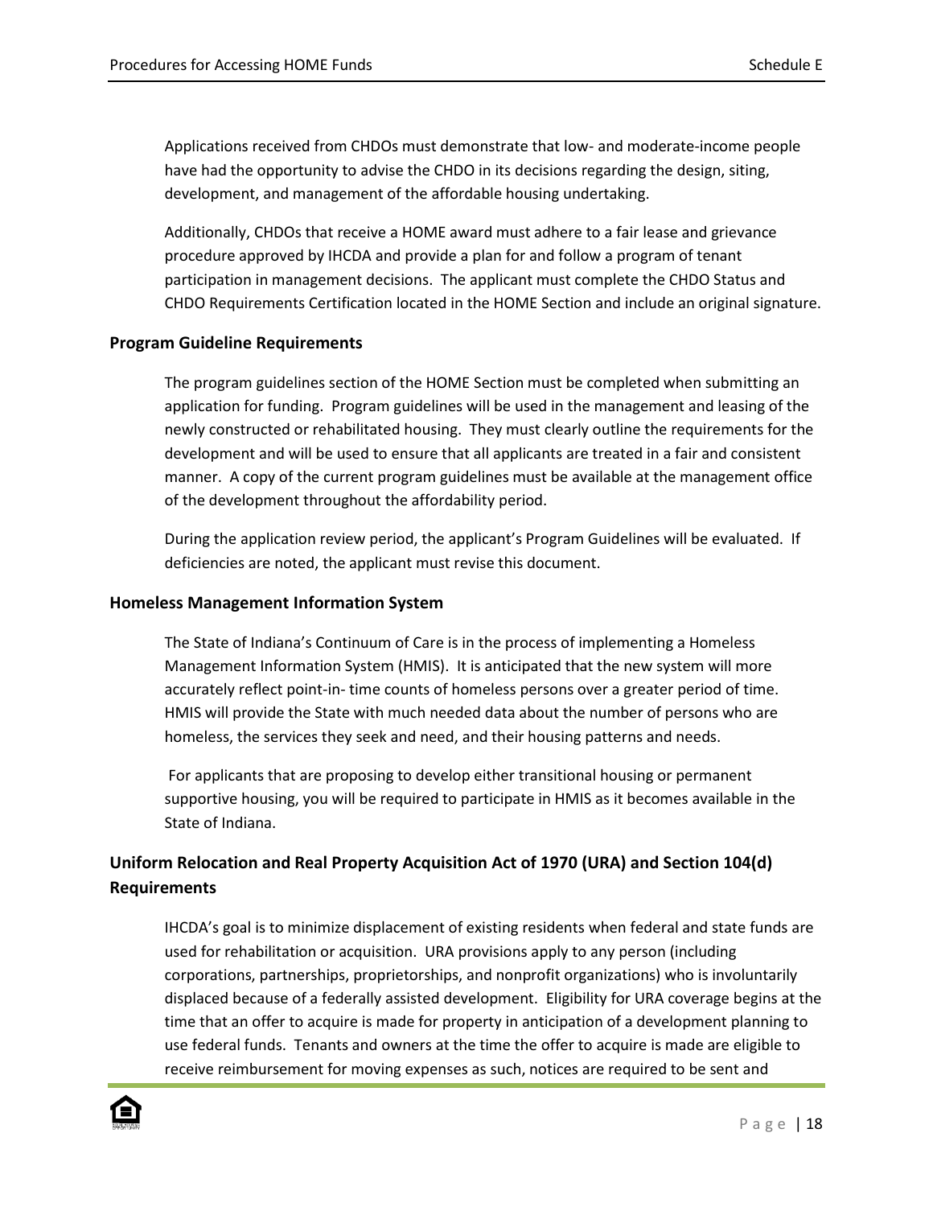Applications received from CHDOs must demonstrate that low- and moderate-income people have had the opportunity to advise the CHDO in its decisions regarding the design, siting, development, and management of the affordable housing undertaking.

Additionally, CHDOs that receive a HOME award must adhere to a fair lease and grievance procedure approved by IHCDA and provide a plan for and follow a program of tenant participation in management decisions. The applicant must complete the CHDO Status and CHDO Requirements Certification located in the HOME Section and include an original signature.

### Program Guideline Requirements

The program guidelines section of the HOME Section must be completed when submitting an application for funding. Program guidelines will be used in the management and leasing of the newly constructed or rehabilitated housing. They must clearly outline the requirements for the development and will be used to ensure that all applicants are treated in a fair and consistent manner. A copy of the current program guidelines must be available at the management office of the development throughout the affordability period.

During the application review period, the applicant's Program Guidelines will be evaluated. If deficiencies are noted, the applicant must revise this document.

### Homeless Management Information System

The State of Indiana's Continuum of Care is in the process of implementing a Homeless Management Information System (HMIS). It is anticipated that the new system will more accurately reflect point-in- time counts of homeless persons over a greater period of time. HMIS will provide the State with much needed data about the number of persons who are homeless, the services they seek and need, and their housing patterns and needs.

For applicants that are proposing to develop either transitional housing or permanent supportive housing, you will be required to participate in HMIS as it becomes available in the State of Indiana.

### Uniform Relocation and Real Property Acquisition Act of 1970 (URA) and Section 104(d) Requirements

IHCDA's goal is to minimize displacement of existing residents when federal and state funds are used for rehabilitation or acquisition. URA provisions apply to any person (including corporations, partnerships, proprietorships, and nonprofit organizations) who is involuntarily displaced because of a federally assisted development. Eligibility for URA coverage begins at the time that an offer to acquire is made for property in anticipation of a development planning to use federal funds. Tenants and owners at the time the offer to acquire is made are eligible to receive reimbursement for moving expenses as such, notices are required to be sent and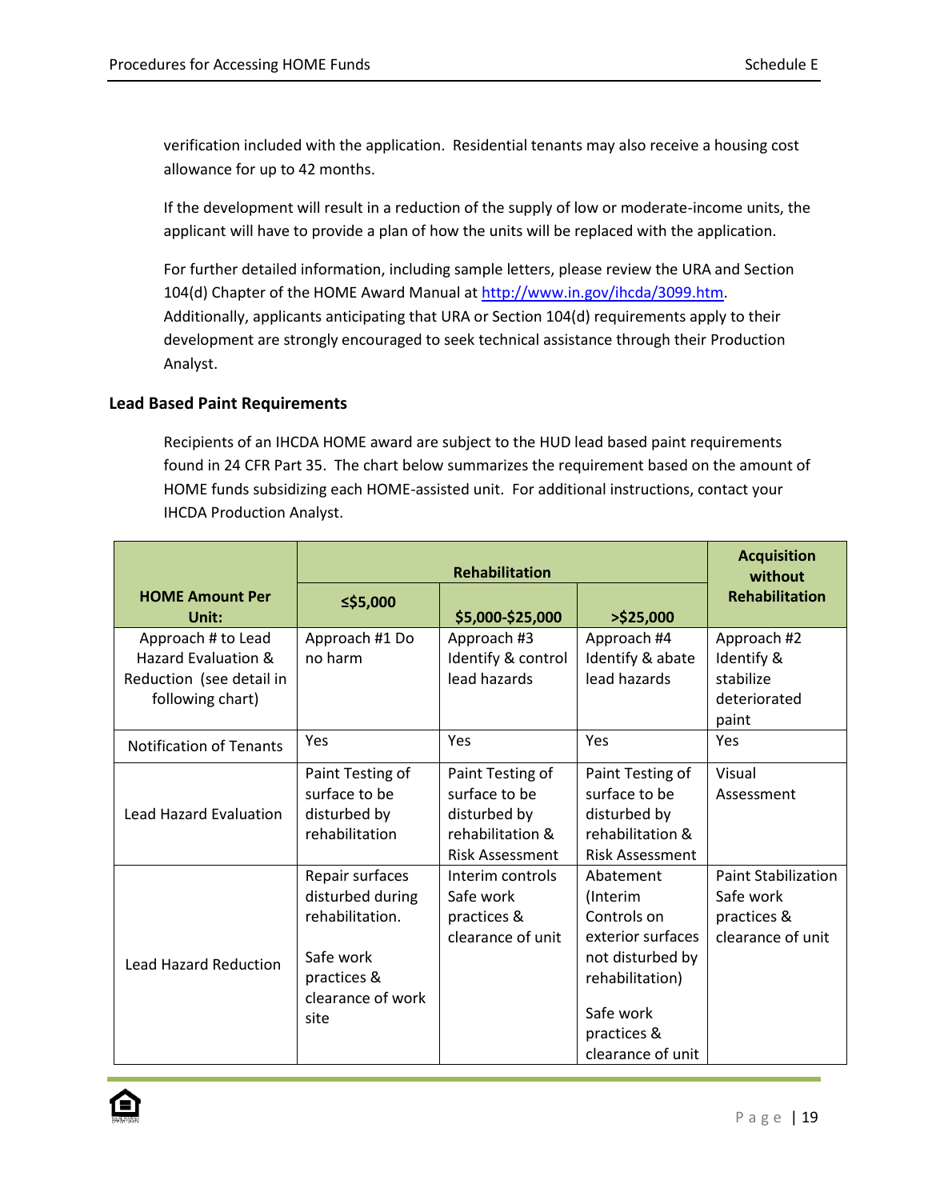verification included with the application. Residential tenants may also receive a housing cost allowance for up to 42 months.

If the development will result in a reduction of the supply of low or moderate-income units, the applicant will have to provide a plan of how the units will be replaced with the application.

For further detailed information, including sample letters, please review the URA and Section 104(d) Chapter of the HOME Award Manual at http://www.in.gov/ihcda/3099.htm. Additionally, applicants anticipating that URA or Section 104(d) requirements apply to their development are strongly encouraged to seek technical assistance through their Production Analyst.

### Lead Based Paint Requirements

Recipients of an IHCDA HOME award are subject to the HUD lead based paint requirements found in 24 CFR Part 35. The chart below summarizes the requirement based on the amount of HOME funds subsidizing each HOME-assisted unit. For additional instructions, contact your IHCDA Production Analyst.

| HOME Amount Per Unit: | Rehabilitation | | | Acquisition without Rehabilitation |
|---|---|---|---|---|
| | ≤$5,000 | $5,000-$25,000 | >$25,000 | |
| Approach # to Lead Hazard Evaluation & Reduction (see detail in following chart) | Approach #1 Do no harm | Approach #3 Identify & control lead hazards | Approach #4 Identify & abate lead hazards | Approach #2 Identify & stabilize deteriorated paint |
| Notification of Tenants | Yes | Yes | Yes | Yes |
| Lead Hazard Evaluation | Paint Testing of surface to be disturbed by rehabilitation | Paint Testing of surface to be disturbed by rehabilitation & Risk Assessment | Paint Testing of surface to be disturbed by rehabilitation & Risk Assessment | Visual Assessment |
| Lead Hazard Reduction | Repair surfaces disturbed during rehabilitation.<br><br>Safe work practices & clearance of work site | Interim controls Safe work practices & clearance of unit | Abatement (Interim Controls on exterior surfaces not disturbed by rehabilitation)<br><br>Safe work practices & clearance of unit | Paint Stabilization Safe work practices & clearance of unit |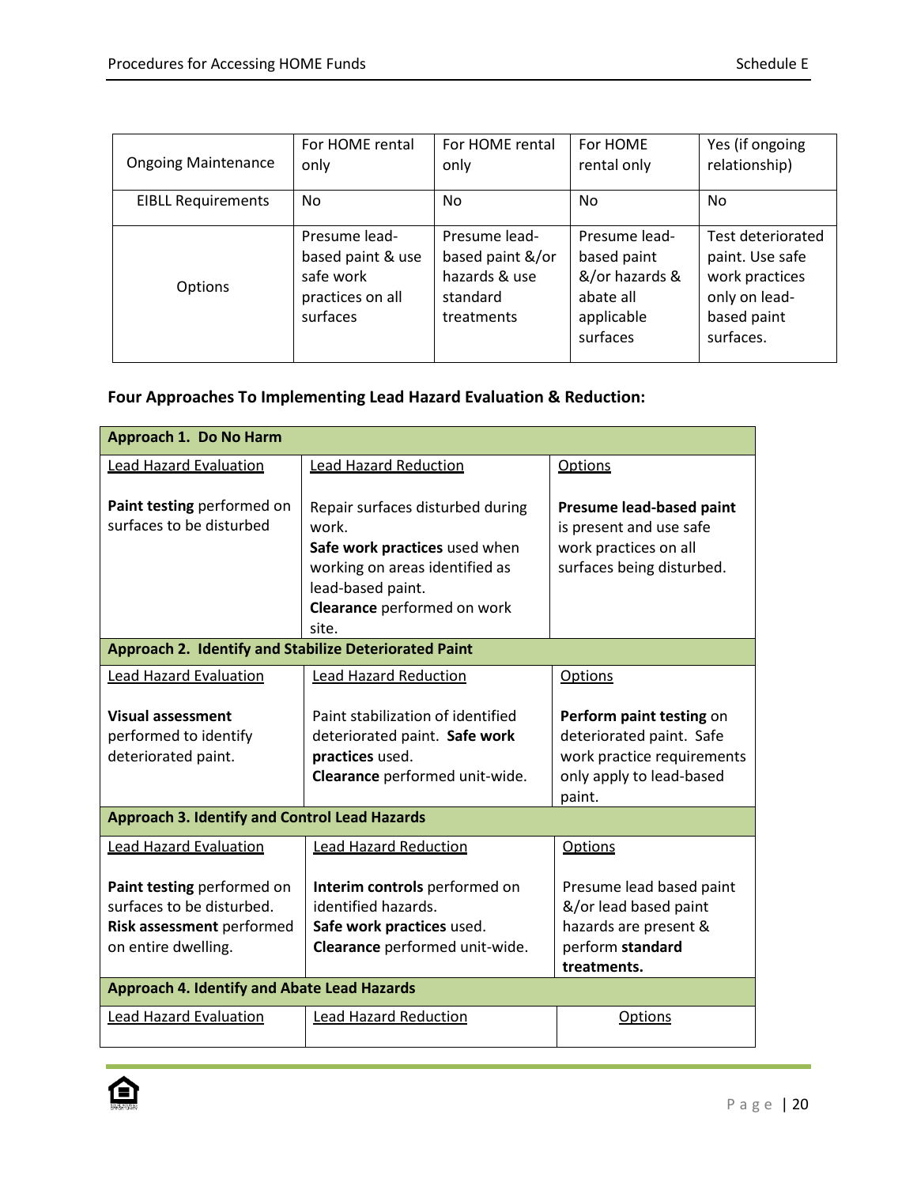| Ongoing Maintenance | For HOME rental only | For HOME rental only | For HOME rental only | Yes (if ongoing relationship) |
|---|---|---|---|---|
| EIBLL Requirements | No | No | No | No |
| Options | Presume lead-based paint & use safe work practices on all surfaces | Presume lead-based paint &/or hazards & use standard treatments | Presume lead-based paint &/or hazards & abate all applicable surfaces | Test deteriorated paint. Use safe work practices only on lead-based paint surfaces. |

**Four Approaches To Implementing Lead Hazard Evaluation & Reduction:**

| Approach 1. Do No Harm | | |
|---|---|---|
| Lead Hazard Evaluation | Lead Hazard Reduction | Options |
| **Paint testing** performed on surfaces to be disturbed | Repair surfaces disturbed during work.<br>**Safe work practices** used when working on areas identified as lead-based paint.<br>**Clearance** performed on work site. | **Presume lead-based paint** is present and use safe work practices on all surfaces being disturbed. |
| **Approach 2. Identify and Stabilize Deteriorated Paint** | | |
| Lead Hazard Evaluation | Lead Hazard Reduction | Options |
| **Visual assessment** performed to identify deteriorated paint. | Paint stabilization of identified deteriorated paint. **Safe work practices** used.<br>**Clearance** performed unit-wide. | **Perform paint testing** on deteriorated paint. Safe work practice requirements only apply to lead-based paint. |
| **Approach 3. Identify and Control Lead Hazards** | | |
| Lead Hazard Evaluation | Lead Hazard Reduction | Options |
| **Paint testing** performed on surfaces to be disturbed.<br>**Risk assessment** performed on entire dwelling. | **Interim controls** performed on identified hazards.<br>**Safe work practices** used.<br>**Clearance** performed unit-wide. | Presume lead based paint &/or lead based paint hazards are present & perform **standard treatments.** |
| **Approach 4. Identify and Abate Lead Hazards** | | |
| Lead Hazard Evaluation | Lead Hazard Reduction | Options |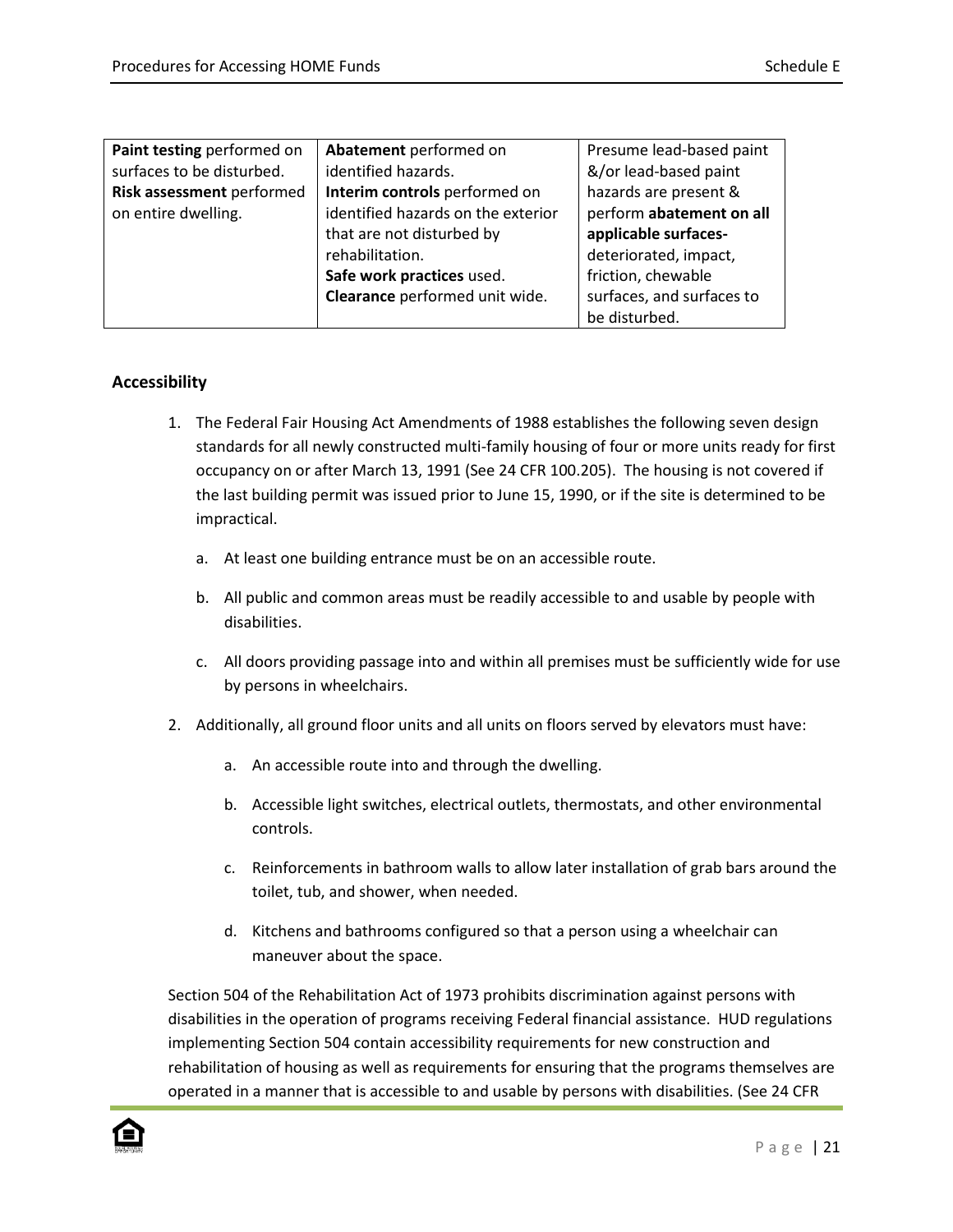| **Paint testing** performed on surfaces to be disturbed. **Risk assessment** performed on entire dwelling. | **Abatement** performed on identified hazards. **Interim controls** performed on identified hazards on the exterior that are not disturbed by rehabilitation. **Safe work practices** used. **Clearance** performed unit wide. | Presume lead-based paint &/or lead-based paint hazards are present & perform **abatement on all applicable surfaces-** deteriorated, impact, friction, chewable surfaces, and surfaces to be disturbed. |
|---|---|---|

### Accessibility

1. The Federal Fair Housing Act Amendments of 1988 establishes the following seven design standards for all newly constructed multi-family housing of four or more units ready for first occupancy on or after March 13, 1991 (See 24 CFR 100.205). The housing is not covered if the last building permit was issued prior to June 15, 1990, or if the site is determined to be impractical.

   a. At least one building entrance must be on an accessible route.

   b. All public and common areas must be readily accessible to and usable by people with disabilities.

   c. All doors providing passage into and within all premises must be sufficiently wide for use by persons in wheelchairs.

2. Additionally, all ground floor units and all units on floors served by elevators must have:

   a. An accessible route into and through the dwelling.

   b. Accessible light switches, electrical outlets, thermostats, and other environmental controls.

   c. Reinforcements in bathroom walls to allow later installation of grab bars around the toilet, tub, and shower, when needed.

   d. Kitchens and bathrooms configured so that a person using a wheelchair can maneuver about the space.

Section 504 of the Rehabilitation Act of 1973 prohibits discrimination against persons with disabilities in the operation of programs receiving Federal financial assistance. HUD regulations implementing Section 504 contain accessibility requirements for new construction and rehabilitation of housing as well as requirements for ensuring that the programs themselves are operated in a manner that is accessible to and usable by persons with disabilities. (See 24 CFR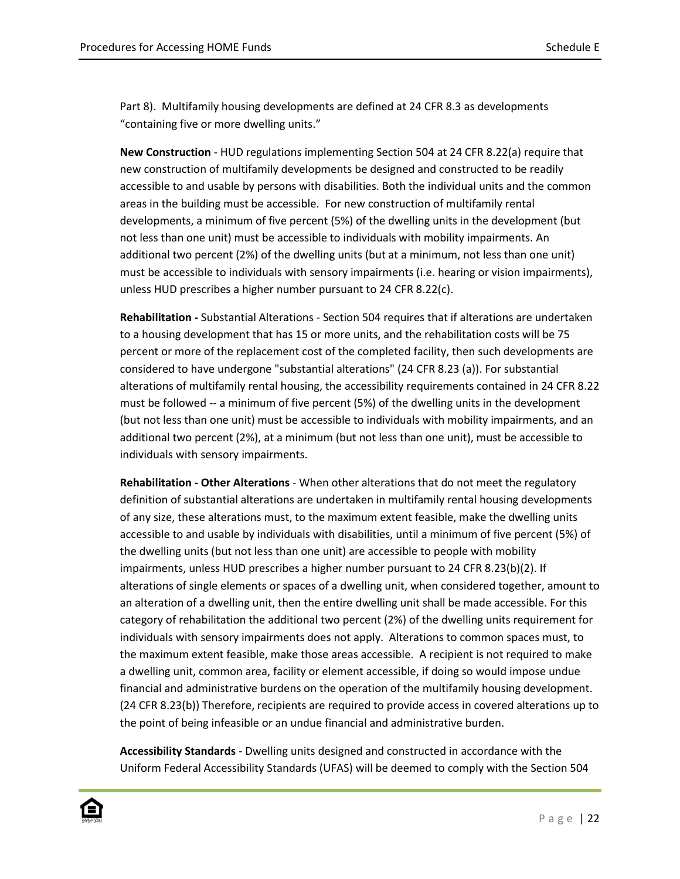Part 8). Multifamily housing developments are defined at 24 CFR 8.3 as developments "containing five or more dwelling units."

**New Construction** - HUD regulations implementing Section 504 at 24 CFR 8.22(a) require that new construction of multifamily developments be designed and constructed to be readily accessible to and usable by persons with disabilities. Both the individual units and the common areas in the building must be accessible. For new construction of multifamily rental developments, a minimum of five percent (5%) of the dwelling units in the development (but not less than one unit) must be accessible to individuals with mobility impairments. An additional two percent (2%) of the dwelling units (but at a minimum, not less than one unit) must be accessible to individuals with sensory impairments (i.e. hearing or vision impairments), unless HUD prescribes a higher number pursuant to 24 CFR 8.22(c).

**Rehabilitation -** Substantial Alterations - Section 504 requires that if alterations are undertaken to a housing development that has 15 or more units, and the rehabilitation costs will be 75 percent or more of the replacement cost of the completed facility, then such developments are considered to have undergone "substantial alterations" (24 CFR 8.23 (a)). For substantial alterations of multifamily rental housing, the accessibility requirements contained in 24 CFR 8.22 must be followed -- a minimum of five percent (5%) of the dwelling units in the development (but not less than one unit) must be accessible to individuals with mobility impairments, and an additional two percent (2%), at a minimum (but not less than one unit), must be accessible to individuals with sensory impairments.

**Rehabilitation - Other Alterations** - When other alterations that do not meet the regulatory definition of substantial alterations are undertaken in multifamily rental housing developments of any size, these alterations must, to the maximum extent feasible, make the dwelling units accessible to and usable by individuals with disabilities, until a minimum of five percent (5%) of the dwelling units (but not less than one unit) are accessible to people with mobility impairments, unless HUD prescribes a higher number pursuant to 24 CFR 8.23(b)(2). If alterations of single elements or spaces of a dwelling unit, when considered together, amount to an alteration of a dwelling unit, then the entire dwelling unit shall be made accessible. For this category of rehabilitation the additional two percent (2%) of the dwelling units requirement for individuals with sensory impairments does not apply. Alterations to common spaces must, to the maximum extent feasible, make those areas accessible. A recipient is not required to make a dwelling unit, common area, facility or element accessible, if doing so would impose undue financial and administrative burdens on the operation of the multifamily housing development. (24 CFR 8.23(b)) Therefore, recipients are required to provide access in covered alterations up to the point of being infeasible or an undue financial and administrative burden.

**Accessibility Standards** - Dwelling units designed and constructed in accordance with the Uniform Federal Accessibility Standards (UFAS) will be deemed to comply with the Section 504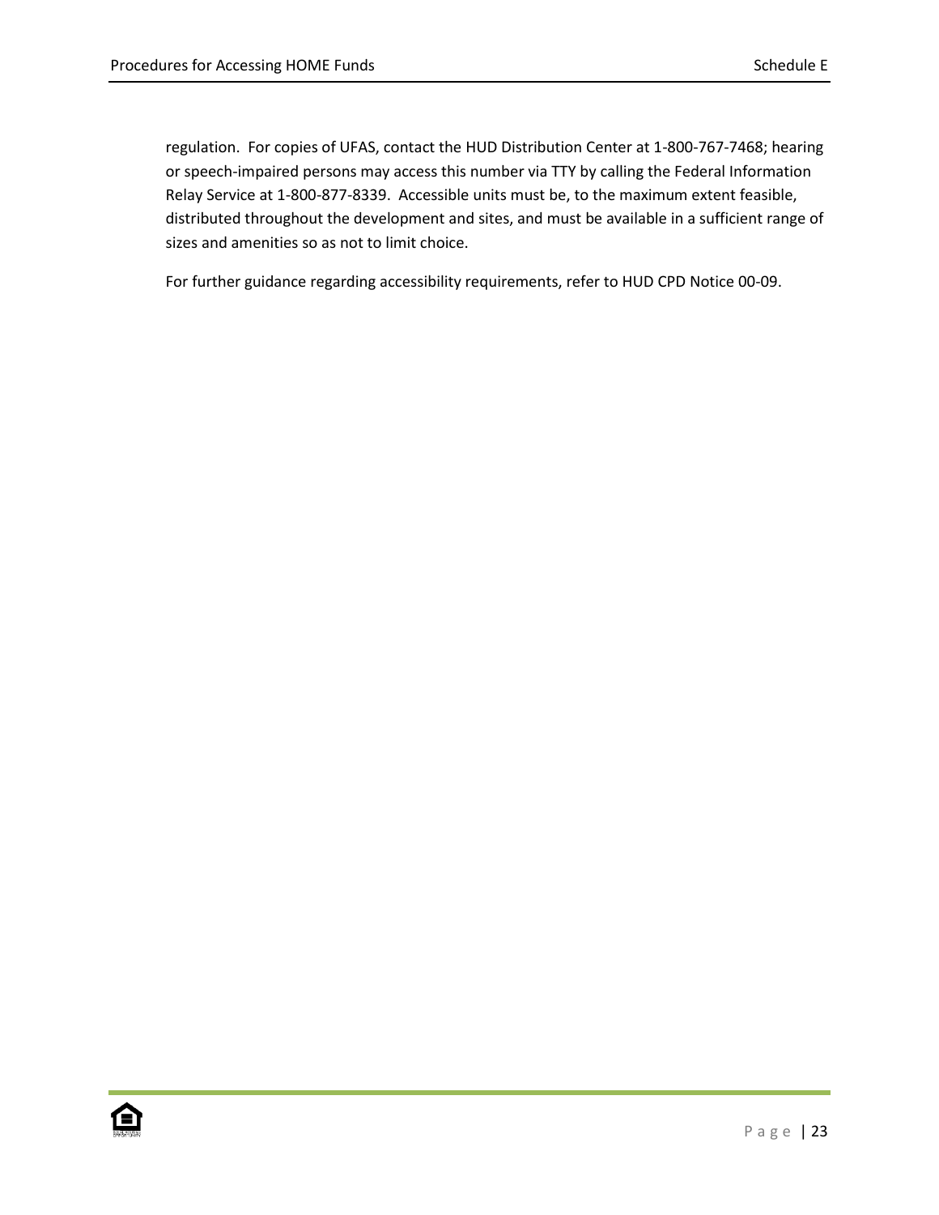regulation. For copies of UFAS, contact the HUD Distribution Center at 1-800-767-7468; hearing or speech-impaired persons may access this number via TTY by calling the Federal Information Relay Service at 1-800-877-8339. Accessible units must be, to the maximum extent feasible, distributed throughout the development and sites, and must be available in a sufficient range of sizes and amenities so as not to limit choice.

For further guidance regarding accessibility requirements, refer to HUD CPD Notice 00-09.